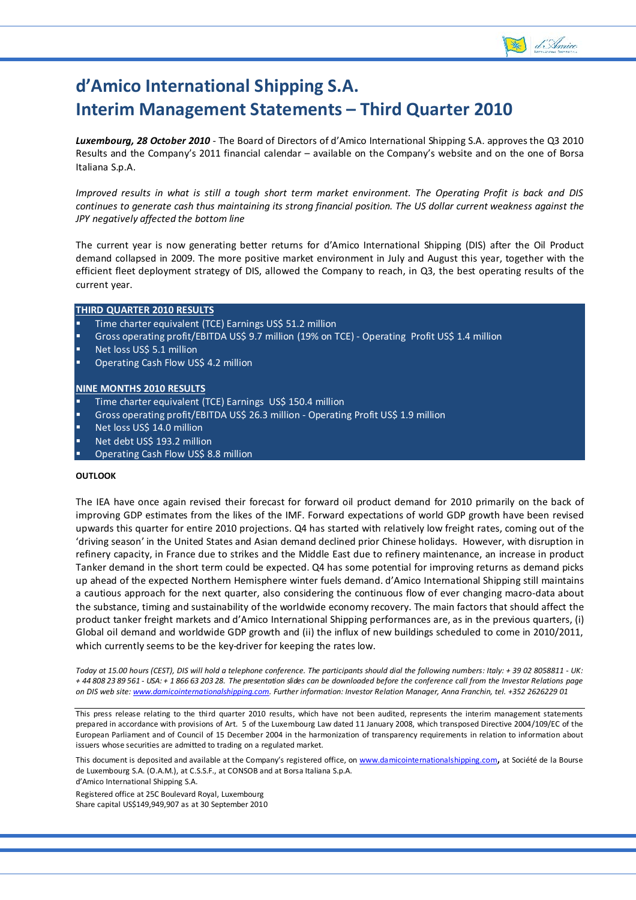# d'Amico International Shipping S.A.
# Interim Management Statements – Third Quarter 2010

***Luxembourg, 28 October 2010*** - The Board of Directors of d'Amico International Shipping S.A. approves the Q3 2010 Results and the Company's 2011 financial calendar – available on the Company's website and on the one of Borsa Italiana S.p.A.

*Improved results in what is still a tough short term market environment. The Operating Profit is back and DIS continues to generate cash thus maintaining its strong financial position. The US dollar current weakness against the JPY negatively affected the bottom line*

The current year is now generating better returns for d'Amico International Shipping (DIS) after the Oil Product demand collapsed in 2009. The more positive market environment in July and August this year, together with the efficient fleet deployment strategy of DIS, allowed the Company to reach, in Q3, the best operating results of the current year.

**THIRD QUARTER 2010 RESULTS**

- Time charter equivalent (TCE) Earnings US$ 51.2 million
- Gross operating profit/EBITDA US$ 9.7 million (19% on TCE) - Operating Profit US$ 1.4 million
- Net loss US$ 5.1 million
- Operating Cash Flow US$ 4.2 million

**NINE MONTHS 2010 RESULTS**

- Time charter equivalent (TCE) Earnings US$ 150.4 million
- Gross operating profit/EBITDA US$ 26.3 million - Operating Profit US$ 1.9 million
- Net loss US$ 14.0 million
- Net debt US$ 193.2 million
- Operating Cash Flow US$ 8.8 million

**OUTLOOK**

The IEA have once again revised their forecast for forward oil product demand for 2010 primarily on the back of improving GDP estimates from the likes of the IMF. Forward expectations of world GDP growth have been revised upwards this quarter for entire 2010 projections. Q4 has started with relatively low freight rates, coming out of the 'driving season' in the United States and Asian demand declined prior Chinese holidays. However, with disruption in refinery capacity, in France due to strikes and the Middle East due to refinery maintenance, an increase in product Tanker demand in the short term could be expected. Q4 has some potential for improving returns as demand picks up ahead of the expected Northern Hemisphere winter fuels demand. d'Amico International Shipping still maintains a cautious approach for the next quarter, also considering the continuous flow of ever changing macro-data about the substance, timing and sustainability of the worldwide economy recovery. The main factors that should affect the product tanker freight markets and d'Amico International Shipping performances are, as in the previous quarters, (i) Global oil demand and worldwide GDP growth and (ii) the influx of new buildings scheduled to come in 2010/2011, which currently seems to be the key-driver for keeping the rates low.

*Today at 15.00 hours (CEST), DIS will hold a telephone conference. The participants should dial the following numbers: Italy: + 39 02 8058811 - UK: + 44 808 23 89 561 - USA: + 1 866 63 203 28. The presentation slides can be downloaded before the conference call from the Investor Relations page on DIS web site: www.damicointernationalshipping.com. Further information: Investor Relation Manager, Anna Franchin, tel. +352 2626229 01*

This press release relating to the third quarter 2010 results, which have not been audited, represents the interim management statements prepared in accordance with provisions of Art. 5 of the Luxembourg Law dated 11 January 2008, which transposed Directive 2004/109/EC of the European Parliament and of Council of 15 December 2004 in the harmonization of transparency requirements in relation to information about issuers whose securities are admitted to trading on a regulated market.

This document is deposited and available at the Company's registered office, on www.damicointernationalshipping.com, at Société de la Bourse de Luxembourg S.A. (O.A.M.), at C.S.S.F., at CONSOB and at Borsa Italiana S.p.A.
d'Amico International Shipping S.A.

Registered office at 25C Boulevard Royal, Luxembourg
Share capital US$149,949,907 as at 30 September 2010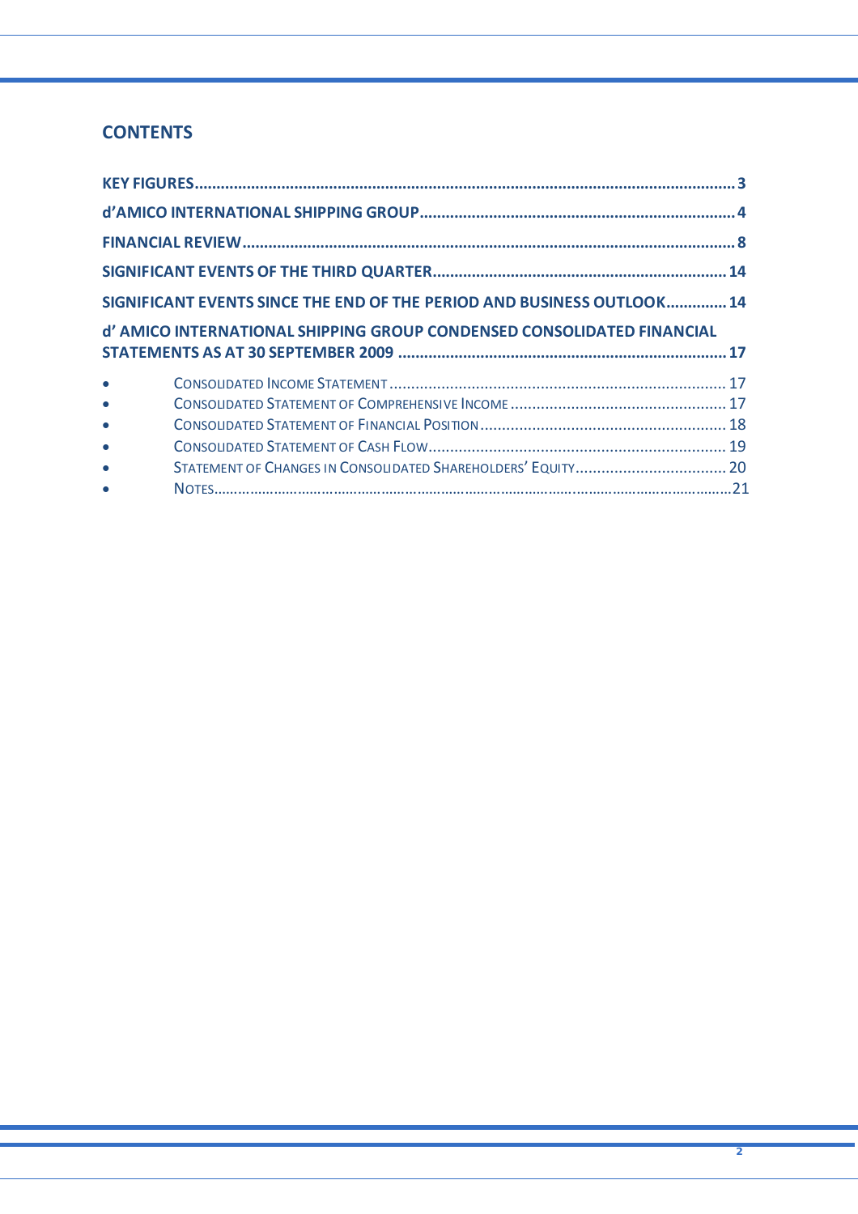## CONTENTS

**KEY FIGURES** ..... 3

**d'AMICO INTERNATIONAL SHIPPING GROUP** ..... 4

**FINANCIAL REVIEW** ..... 8

**SIGNIFICANT EVENTS OF THE THIRD QUARTER** ..... 14

**SIGNIFICANT EVENTS SINCE THE END OF THE PERIOD AND BUSINESS OUTLOOK** ..... 14

**d' AMICO INTERNATIONAL SHIPPING GROUP CONDENSED CONSOLIDATED FINANCIAL STATEMENTS AS AT 30 SEPTEMBER 2009** ..... 17

- CONSOLIDATED INCOME STATEMENT ..... 17
- CONSOLIDATED STATEMENT OF COMPREHENSIVE INCOME ..... 17
- CONSOLIDATED STATEMENT OF FINANCIAL POSITION ..... 18
- CONSOLIDATED STATEMENT OF CASH FLOW ..... 19
- STATEMENT OF CHANGES IN CONSOLIDATED SHAREHOLDERS' EQUITY ..... 20
- NOTES ..... 21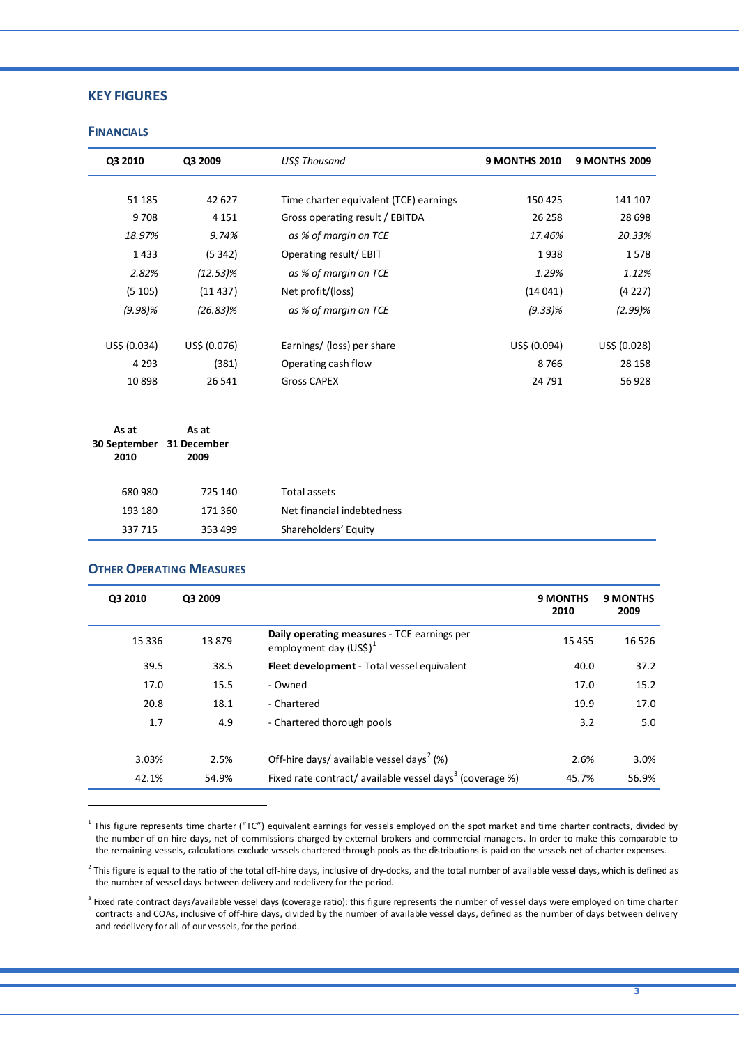## KEY FIGURES

### FINANCIALS

| Q3 2010 | Q3 2009 | *US$ Thousand* | 9 MONTHS 2010 | 9 MONTHS 2009 |
|---|---|---|---|---|
| 51 185 | 42 627 | Time charter equivalent (TCE) earnings | 150 425 | 141 107 |
| 9 708 | 4 151 | Gross operating result / EBITDA | 26 258 | 28 698 |
| *18.97%* | *9.74%* | *as % of margin on TCE* | *17.46%* | *20.33%* |
| 1 433 | (5 342) | Operating result/ EBIT | 1 938 | 1 578 |
| *2.82%* | *(12.53)%* | *as % of margin on TCE* | *1.29%* | *1.12%* |
| (5 105) | (11 437) | Net profit/(loss) | (14 041) | (4 227) |
| *(9.98)%* | *(26.83)%* | *as % of margin on TCE* | *(9.33)%* | *(2.99)%* |
| US$ (0.034) | US$ (0.076) | Earnings/ (loss) per share | US$ (0.094) | US$ (0.028) |
| 4 293 | (381) | Operating cash flow | 8 766 | 28 158 |
| 10 898 | 26 541 | Gross CAPEX | 24 791 | 56 928 |

| As at 30 September 2010 | As at 31 December 2009 | |
|---|---|---|
| 680 980 | 725 140 | Total assets |
| 193 180 | 171 360 | Net financial indebtedness |
| 337 715 | 353 499 | Shareholders' Equity |

### OTHER OPERATING MEASURES

| Q3 2010 | Q3 2009 | | 9 MONTHS 2010 | 9 MONTHS 2009 |
|---|---|---|---|---|
| 15 336 | 13 879 | **Daily operating measures** - TCE earnings per employment day (US$)[1] | 15 455 | 16 526 |
| 39.5 | 38.5 | **Fleet development** - Total vessel equivalent | 40.0 | 37.2 |
| 17.0 | 15.5 | - Owned | 17.0 | 15.2 |
| 20.8 | 18.1 | - Chartered | 19.9 | 17.0 |
| 1.7 | 4.9 | - Chartered thorough pools | 3.2 | 5.0 |
| 3.03% | 2.5% | Off-hire days/ available vessel days[2] (%) | 2.6% | 3.0% |
| 42.1% | 54.9% | Fixed rate contract/ available vessel days[3] (coverage %) | 45.7% | 56.9% |

[1] This figure represents time charter ("TC") equivalent earnings for vessels employed on the spot market and time charter contracts, divided by the number of on-hire days, net of commissions charged by external brokers and commercial managers. In order to make this comparable to the remaining vessels, calculations exclude vessels chartered through pools as the distributions is paid on the vessels net of charter expenses.

[2] This figure is equal to the ratio of the total off-hire days, inclusive of dry-docks, and the total number of available vessel days, which is defined as the number of vessel days between delivery and redelivery for the period.

[3] Fixed rate contract days/available vessel days (coverage ratio): this figure represents the number of vessel days were employed on time charter contracts and COAs, inclusive of off-hire days, divided by the number of available vessel days, defined as the number of days between delivery and redelivery for all of our vessels, for the period.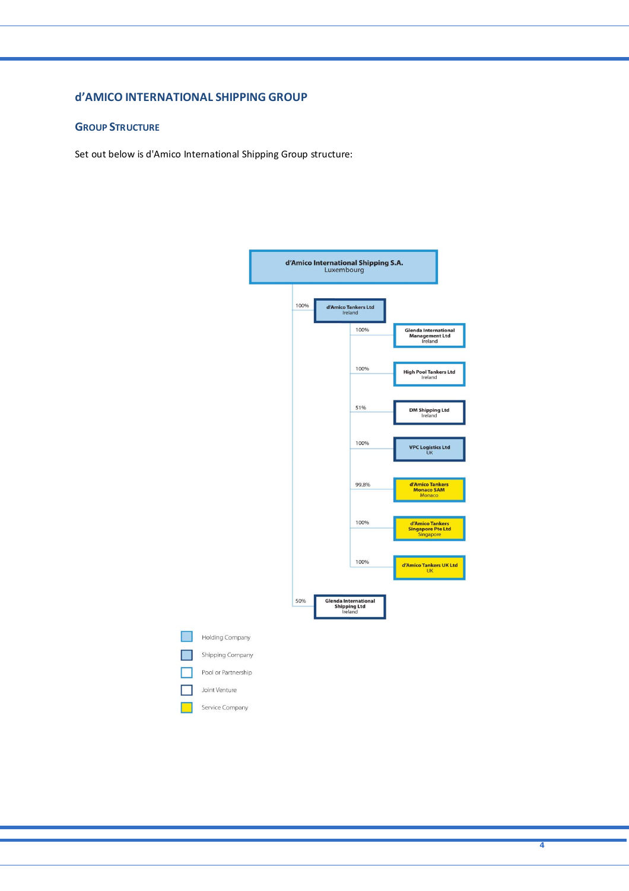## d'AMICO INTERNATIONAL SHIPPING GROUP

### GROUP STRUCTURE

Set out below is d'Amico International Shipping Group structure:

**d'Amico International Shipping S.A.**
Luxembourg

- 100% — **d'Amico Tankers Ltd**, Ireland
  - 100% — **Glenda International Management Ltd**, Ireland
  - 100% — **High Pool Tankers Ltd**, Ireland
  - 51% — **DM Shipping Ltd**, Ireland
  - 100% — **VPC Logistics Ltd**, UK
  - 99.8% — **d'Amico Tankers Monaco SAM**, Monaco
  - 100% — **d'Amico Tankers Singapore Pte Ltd**, Singapore
  - 100% — **d'Amico Tankers UK Ltd**, UK
- 50% — **Glenda International Shipping Ltd**, Ireland

Legend:

- Holding Company
- Shipping Company
- Pool or Partnership
- Joint Venture
- Service Company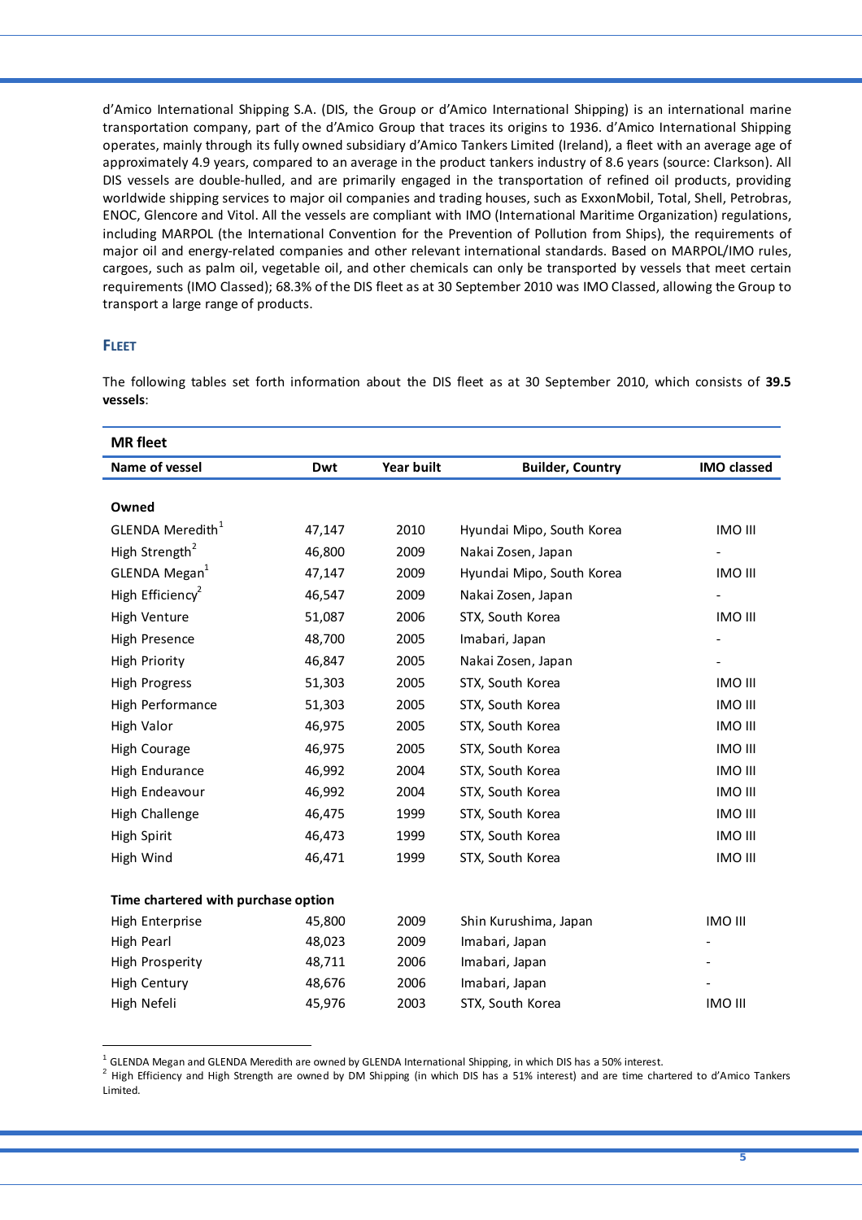d'Amico International Shipping S.A. (DIS, the Group or d'Amico International Shipping) is an international marine transportation company, part of the d'Amico Group that traces its origins to 1936. d'Amico International Shipping operates, mainly through its fully owned subsidiary d'Amico Tankers Limited (Ireland), a fleet with an average age of approximately 4.9 years, compared to an average in the product tankers industry of 8.6 years (source: Clarkson). All DIS vessels are double-hulled, and are primarily engaged in the transportation of refined oil products, providing worldwide shipping services to major oil companies and trading houses, such as ExxonMobil, Total, Shell, Petrobras, ENOC, Glencore and Vitol. All the vessels are compliant with IMO (International Maritime Organization) regulations, including MARPOL (the International Convention for the Prevention of Pollution from Ships), the requirements of major oil and energy-related companies and other relevant international standards. Based on MARPOL/IMO rules, cargoes, such as palm oil, vegetable oil, and other chemicals can only be transported by vessels that meet certain requirements (IMO Classed); 68.3% of the DIS fleet as at 30 September 2010 was IMO Classed, allowing the Group to transport a large range of products.

## FLEET

The following tables set forth information about the DIS fleet as at 30 September 2010, which consists of **39.5 vessels**:

**MR fleet**

| Name of vessel | Dwt | Year built | Builder, Country | IMO classed |
|---|---|---|---|---|
| **Owned** | | | | |
| GLENDA Meredith[1] | 47,147 | 2010 | Hyundai Mipo, South Korea | IMO III |
| High Strength[2] | 46,800 | 2009 | Nakai Zosen, Japan | - |
| GLENDA Megan[1] | 47,147 | 2009 | Hyundai Mipo, South Korea | IMO III |
| High Efficiency[2] | 46,547 | 2009 | Nakai Zosen, Japan | - |
| High Venture | 51,087 | 2006 | STX, South Korea | IMO III |
| High Presence | 48,700 | 2005 | Imabari, Japan | - |
| High Priority | 46,847 | 2005 | Nakai Zosen, Japan | - |
| High Progress | 51,303 | 2005 | STX, South Korea | IMO III |
| High Performance | 51,303 | 2005 | STX, South Korea | IMO III |
| High Valor | 46,975 | 2005 | STX, South Korea | IMO III |
| High Courage | 46,975 | 2005 | STX, South Korea | IMO III |
| High Endurance | 46,992 | 2004 | STX, South Korea | IMO III |
| High Endeavour | 46,992 | 2004 | STX, South Korea | IMO III |
| High Challenge | 46,475 | 1999 | STX, South Korea | IMO III |
| High Spirit | 46,473 | 1999 | STX, South Korea | IMO III |
| High Wind | 46,471 | 1999 | STX, South Korea | IMO III |
| **Time chartered with purchase option** | | | | |
| High Enterprise | 45,800 | 2009 | Shin Kurushima, Japan | IMO III |
| High Pearl | 48,023 | 2009 | Imabari, Japan | - |
| High Prosperity | 48,711 | 2006 | Imabari, Japan | - |
| High Century | 48,676 | 2006 | Imabari, Japan | - |
| High Nefeli | 45,976 | 2003 | STX, South Korea | IMO III |

[1] GLENDA Megan and GLENDA Meredith are owned by GLENDA International Shipping, in which DIS has a 50% interest.

[2] High Efficiency and High Strength are owned by DM Shipping (in which DIS has a 51% interest) and are time chartered to d'Amico Tankers Limited.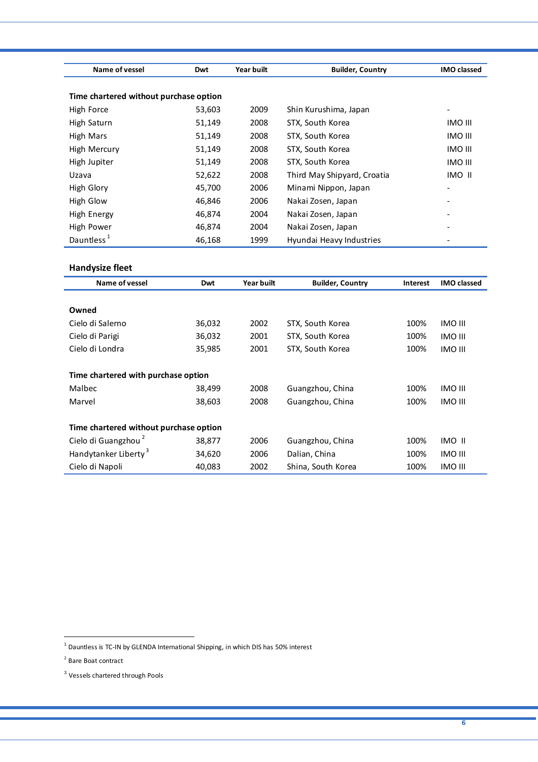| Name of vessel | Dwt | Year built | Builder, Country | IMO classed |
|---|---|---|---|---|
| **Time chartered without purchase option** | | | | |
| High Force | 53,603 | 2009 | Shin Kurushima, Japan | - |
| High Saturn | 51,149 | 2008 | STX, South Korea | IMO III |
| High Mars | 51,149 | 2008 | STX, South Korea | IMO III |
| High Mercury | 51,149 | 2008 | STX, South Korea | IMO III |
| High Jupiter | 51,149 | 2008 | STX, South Korea | IMO III |
| Uzava | 52,622 | 2008 | Third May Shipyard, Croatia | IMO II |
| High Glory | 45,700 | 2006 | Minami Nippon, Japan | - |
| High Glow | 46,846 | 2006 | Nakai Zosen, Japan | - |
| High Energy | 46,874 | 2004 | Nakai Zosen, Japan | - |
| High Power | 46,874 | 2004 | Nakai Zosen, Japan | - |
| Dauntless [1] | 46,168 | 1999 | Hyundai Heavy Industries | - |

## Handysize fleet

| Name of vessel | Dwt | Year built | Builder, Country | Interest | IMO classed |
|---|---|---|---|---|---|
| **Owned** | | | | | |
| Cielo di Salerno | 36,032 | 2002 | STX, South Korea | 100% | IMO III |
| Cielo di Parigi | 36,032 | 2001 | STX, South Korea | 100% | IMO III |
| Cielo di Londra | 35,985 | 2001 | STX, South Korea | 100% | IMO III |
| **Time chartered with purchase option** | | | | | |
| Malbec | 38,499 | 2008 | Guangzhou, China | 100% | IMO III |
| Marvel | 38,603 | 2008 | Guangzhou, China | 100% | IMO III |
| **Time chartered without purchase option** | | | | | |
| Cielo di Guangzhou [2] | 38,877 | 2006 | Guangzhou, China | 100% | IMO II |
| Handytanker Liberty [3] | 34,620 | 2006 | Dalian, China | 100% | IMO III |
| Cielo di Napoli | 40,083 | 2002 | Shina, South Korea | 100% | IMO III |

[1] Dauntless is TC-IN by GLENDA International Shipping, in which DIS has 50% interest

[2] Bare Boat contract

[3] Vessels chartered through Pools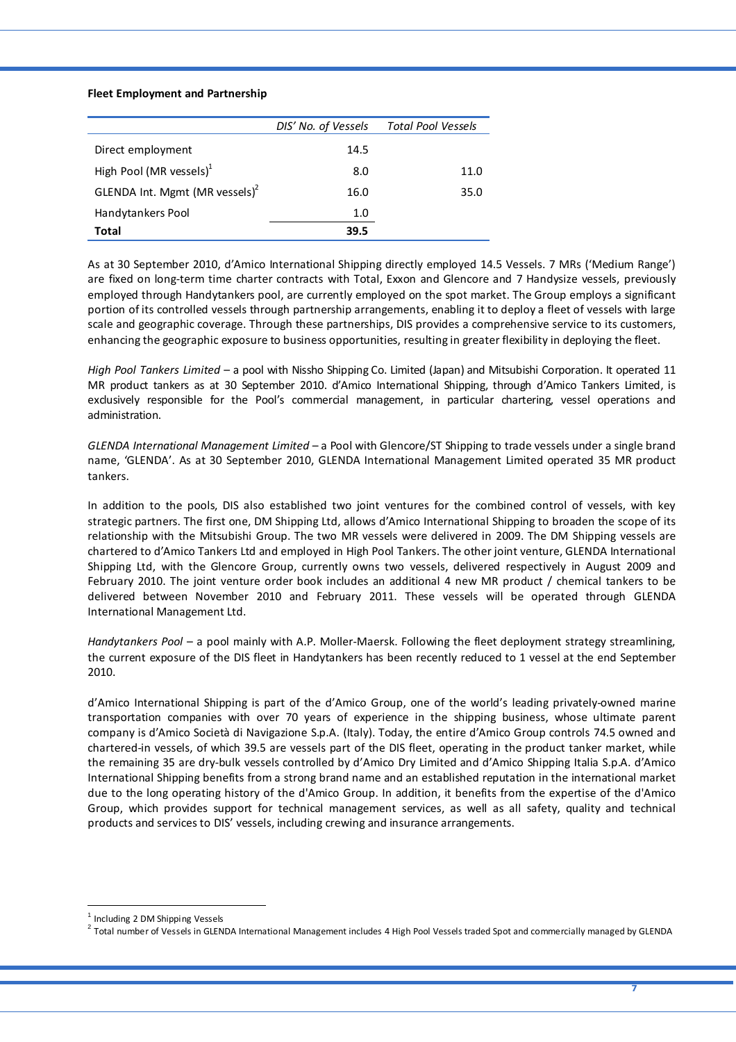**Fleet Employment and Partnership**

| | *DIS' No. of Vessels* | *Total Pool Vessels* |
|---|---|---|
| Direct employment | 14.5 | |
| High Pool (MR vessels)[1] | 8.0 | 11.0 |
| GLENDA Int. Mgmt (MR vessels)[2] | 16.0 | 35.0 |
| Handytankers Pool | 1.0 | |
| **Total** | **39.5** | |

As at 30 September 2010, d'Amico International Shipping directly employed 14.5 Vessels. 7 MRs ('Medium Range') are fixed on long-term time charter contracts with Total, Exxon and Glencore and 7 Handysize vessels, previously employed through Handytankers pool, are currently employed on the spot market. The Group employs a significant portion of its controlled vessels through partnership arrangements, enabling it to deploy a fleet of vessels with large scale and geographic coverage. Through these partnerships, DIS provides a comprehensive service to its customers, enhancing the geographic exposure to business opportunities, resulting in greater flexibility in deploying the fleet.

*High Pool Tankers Limited* – a pool with Nissho Shipping Co. Limited (Japan) and Mitsubishi Corporation. It operated 11 MR product tankers as at 30 September 2010. d'Amico International Shipping, through d'Amico Tankers Limited, is exclusively responsible for the Pool's commercial management, in particular chartering, vessel operations and administration.

*GLENDA International Management Limited* – a Pool with Glencore/ST Shipping to trade vessels under a single brand name, 'GLENDA'. As at 30 September 2010, GLENDA International Management Limited operated 35 MR product tankers.

In addition to the pools, DIS also established two joint ventures for the combined control of vessels, with key strategic partners. The first one, DM Shipping Ltd, allows d'Amico International Shipping to broaden the scope of its relationship with the Mitsubishi Group. The two MR vessels were delivered in 2009. The DM Shipping vessels are chartered to d'Amico Tankers Ltd and employed in High Pool Tankers. The other joint venture, GLENDA International Shipping Ltd, with the Glencore Group, currently owns two vessels, delivered respectively in August 2009 and February 2010. The joint venture order book includes an additional 4 new MR product / chemical tankers to be delivered between November 2010 and February 2011. These vessels will be operated through GLENDA International Management Ltd.

*Handytankers Pool* – a pool mainly with A.P. Moller-Maersk. Following the fleet deployment strategy streamlining, the current exposure of the DIS fleet in Handytankers has been recently reduced to 1 vessel at the end September 2010.

d'Amico International Shipping is part of the d'Amico Group, one of the world's leading privately-owned marine transportation companies with over 70 years of experience in the shipping business, whose ultimate parent company is d'Amico Società di Navigazione S.p.A. (Italy). Today, the entire d'Amico Group controls 74.5 owned and chartered-in vessels, of which 39.5 are vessels part of the DIS fleet, operating in the product tanker market, while the remaining 35 are dry-bulk vessels controlled by d'Amico Dry Limited and d'Amico Shipping Italia S.p.A. d'Amico International Shipping benefits from a strong brand name and an established reputation in the international market due to the long operating history of the d'Amico Group. In addition, it benefits from the expertise of the d'Amico Group, which provides support for technical management services, as well as all safety, quality and technical products and services to DIS' vessels, including crewing and insurance arrangements.

---

[1] Including 2 DM Shipping Vessels

[2] Total number of Vessels in GLENDA International Management includes 4 High Pool Vessels traded Spot and commercially managed by GLENDA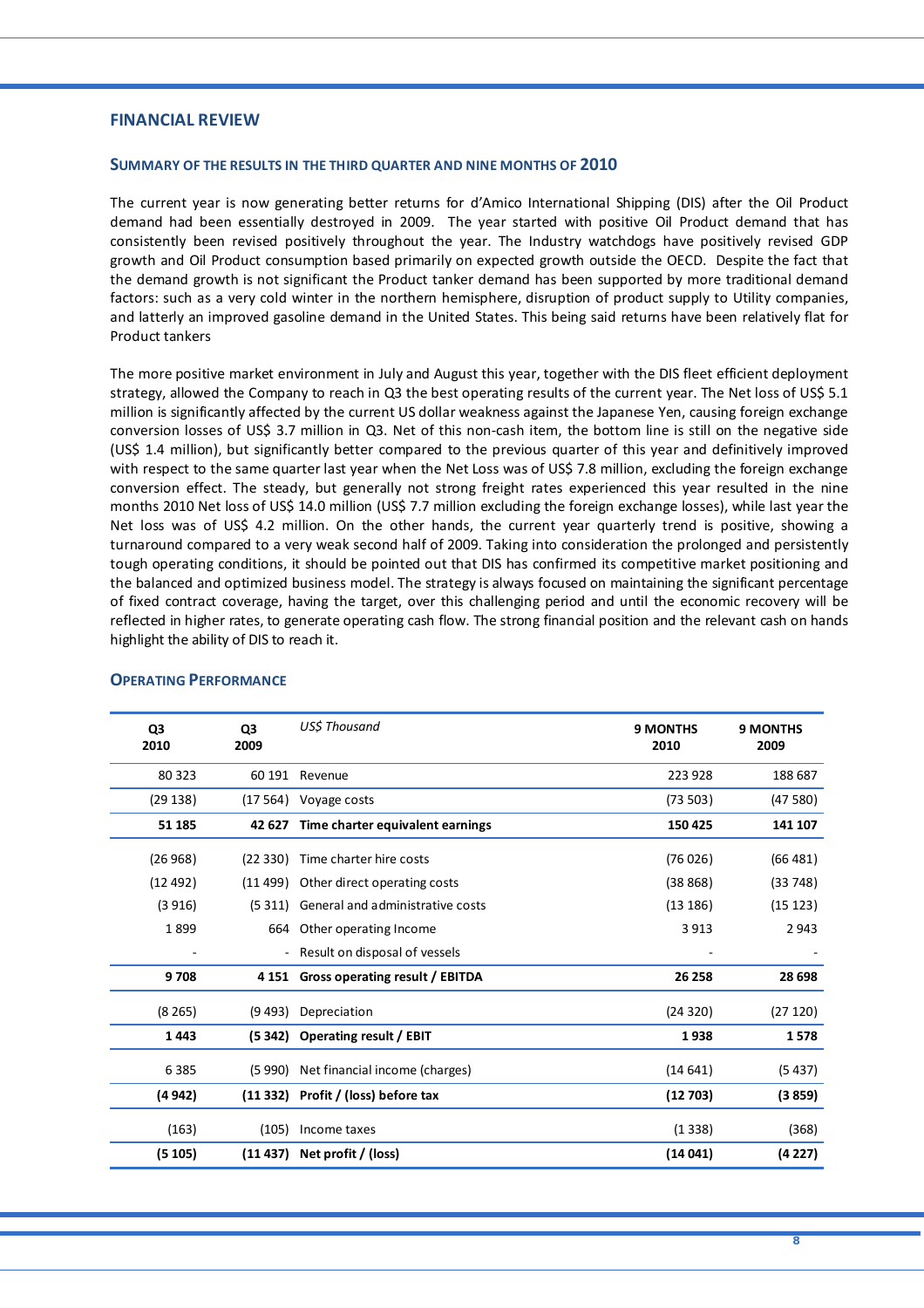## FINANCIAL REVIEW

### SUMMARY OF THE RESULTS IN THE THIRD QUARTER AND NINE MONTHS OF 2010

The current year is now generating better returns for d'Amico International Shipping (DIS) after the Oil Product demand had been essentially destroyed in 2009. The year started with positive Oil Product demand that has consistently been revised positively throughout the year. The Industry watchdogs have positively revised GDP growth and Oil Product consumption based primarily on expected growth outside the OECD. Despite the fact that the demand growth is not significant the Product tanker demand has been supported by more traditional demand factors: such as a very cold winter in the northern hemisphere, disruption of product supply to Utility companies, and latterly an improved gasoline demand in the United States. This being said returns have been relatively flat for Product tankers

The more positive market environment in July and August this year, together with the DIS fleet efficient deployment strategy, allowed the Company to reach in Q3 the best operating results of the current year. The Net loss of US$ 5.1 million is significantly affected by the current US dollar weakness against the Japanese Yen, causing foreign exchange conversion losses of US$ 3.7 million in Q3. Net of this non-cash item, the bottom line is still on the negative side (US$ 1.4 million), but significantly better compared to the previous quarter of this year and definitively improved with respect to the same quarter last year when the Net Loss was of US$ 7.8 million, excluding the foreign exchange conversion effect. The steady, but generally not strong freight rates experienced this year resulted in the nine months 2010 Net loss of US$ 14.0 million (US$ 7.7 million excluding the foreign exchange losses), while last year the Net loss was of US$ 4.2 million. On the other hands, the current year quarterly trend is positive, showing a turnaround compared to a very weak second half of 2009. Taking into consideration the prolonged and persistently tough operating conditions, it should be pointed out that DIS has confirmed its competitive market positioning and the balanced and optimized business model. The strategy is always focused on maintaining the significant percentage of fixed contract coverage, having the target, over this challenging period and until the economic recovery will be reflected in higher rates, to generate operating cash flow. The strong financial position and the relevant cash on hands highlight the ability of DIS to reach it.

### OPERATING PERFORMANCE

| Q3 2010 | Q3 2009 | *US$ Thousand* | 9 MONTHS 2010 | 9 MONTHS 2009 |
|---|---|---|---|---|
| 80 323 | 60 191 | Revenue | 223 928 | 188 687 |
| (29 138) | (17 564) | Voyage costs | (73 503) | (47 580) |
| **51 185** | **42 627** | **Time charter equivalent earnings** | **150 425** | **141 107** |
| (26 968) | (22 330) | Time charter hire costs | (76 026) | (66 481) |
| (12 492) | (11 499) | Other direct operating costs | (38 868) | (33 748) |
| (3 916) | (5 311) | General and administrative costs | (13 186) | (15 123) |
| 1 899 | 664 | Other operating Income | 3 913 | 2 943 |
| - | - | Result on disposal of vessels | - | - |
| **9 708** | **4 151** | **Gross operating result / EBITDA** | **26 258** | **28 698** |
| (8 265) | (9 493) | Depreciation | (24 320) | (27 120) |
| **1 443** | **(5 342)** | **Operating result / EBIT** | **1 938** | **1 578** |
| 6 385 | (5 990) | Net financial income (charges) | (14 641) | (5 437) |
| **(4 942)** | **(11 332)** | **Profit / (loss) before tax** | **(12 703)** | **(3 859)** |
| (163) | (105) | Income taxes | (1 338) | (368) |
| **(5 105)** | **(11 437)** | **Net profit / (loss)** | **(14 041)** | **(4 227)** |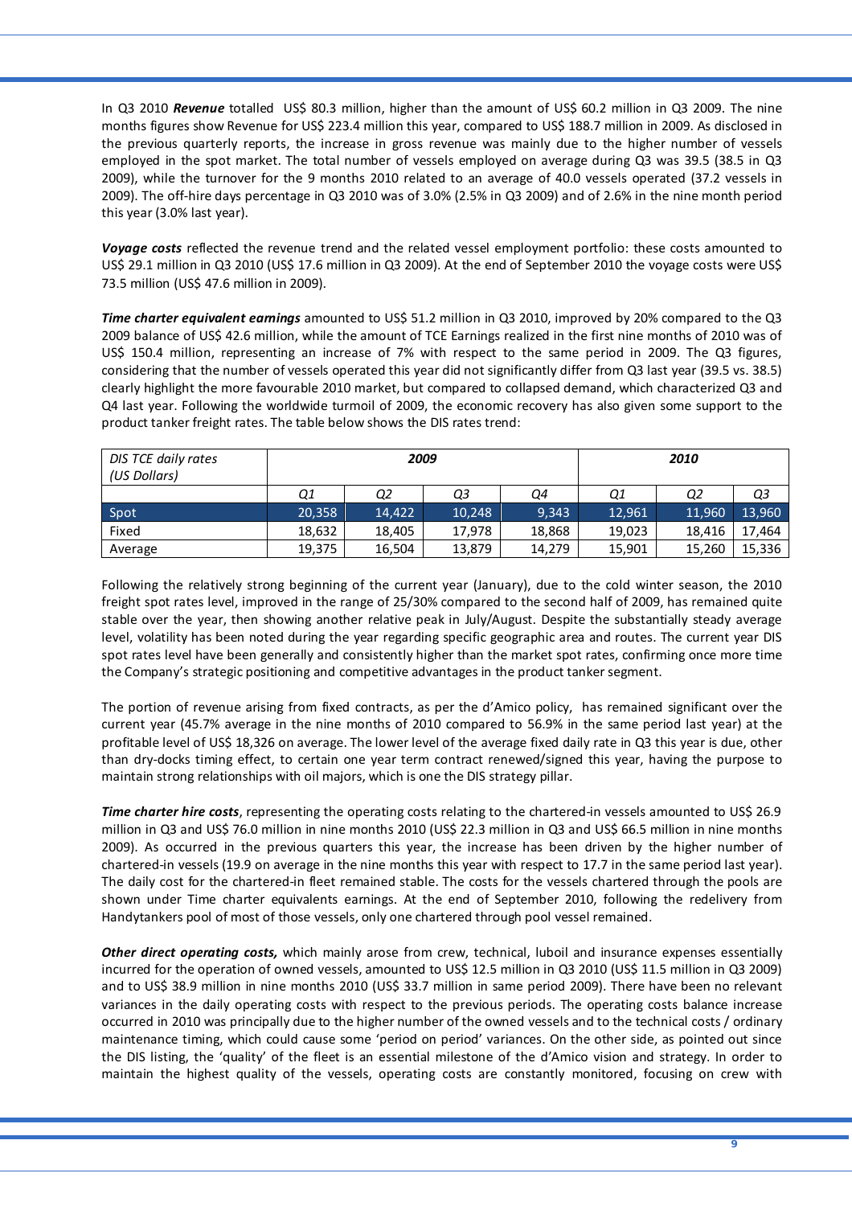In Q3 2010 ***Revenue*** totalled US$ 80.3 million, higher than the amount of US$ 60.2 million in Q3 2009. The nine months figures show Revenue for US$ 223.4 million this year, compared to US$ 188.7 million in 2009. As disclosed in the previous quarterly reports, the increase in gross revenue was mainly due to the higher number of vessels employed in the spot market. The total number of vessels employed on average during Q3 was 39.5 (38.5 in Q3 2009), while the turnover for the 9 months 2010 related to an average of 40.0 vessels operated (37.2 vessels in 2009). The off-hire days percentage in Q3 2010 was of 3.0% (2.5% in Q3 2009) and of 2.6% in the nine month period this year (3.0% last year).

***Voyage costs*** reflected the revenue trend and the related vessel employment portfolio: these costs amounted to US$ 29.1 million in Q3 2010 (US$ 17.6 million in Q3 2009). At the end of September 2010 the voyage costs were US$ 73.5 million (US$ 47.6 million in 2009).

***Time charter equivalent earnings*** amounted to US$ 51.2 million in Q3 2010, improved by 20% compared to the Q3 2009 balance of US$ 42.6 million, while the amount of TCE Earnings realized in the first nine months of 2010 was of US$ 150.4 million, representing an increase of 7% with respect to the same period in 2009. The Q3 figures, considering that the number of vessels operated this year did not significantly differ from Q3 last year (39.5 vs. 38.5) clearly highlight the more favourable 2010 market, but compared to collapsed demand, which characterized Q3 and Q4 last year. Following the worldwide turmoil of 2009, the economic recovery has also given some support to the product tanker freight rates. The table below shows the DIS rates trend:

| *DIS TCE daily rates (US Dollars)* | ***2009*** | | | | ***2010*** | | |
|---|---|---|---|---|---|---|---|
| | *Q1* | *Q2* | *Q3* | *Q4* | *Q1* | *Q2* | *Q3* |
| Spot | 20,358 | 14,422 | 10,248 | 9,343 | 12,961 | 11,960 | 13,960 |
| Fixed | 18,632 | 18,405 | 17,978 | 18,868 | 19,023 | 18,416 | 17,464 |
| Average | 19,375 | 16,504 | 13,879 | 14,279 | 15,901 | 15,260 | 15,336 |

Following the relatively strong beginning of the current year (January), due to the cold winter season, the 2010 freight spot rates level, improved in the range of 25/30% compared to the second half of 2009, has remained quite stable over the year, then showing another relative peak in July/August. Despite the substantially steady average level, volatility has been noted during the year regarding specific geographic area and routes. The current year DIS spot rates level have been generally and consistently higher than the market spot rates, confirming once more time the Company's strategic positioning and competitive advantages in the product tanker segment.

The portion of revenue arising from fixed contracts, as per the d'Amico policy, has remained significant over the current year (45.7% average in the nine months of 2010 compared to 56.9% in the same period last year) at the profitable level of US$ 18,326 on average. The lower level of the average fixed daily rate in Q3 this year is due, other than dry-docks timing effect, to certain one year term contract renewed/signed this year, having the purpose to maintain strong relationships with oil majors, which is one the DIS strategy pillar.

***Time charter hire costs***, representing the operating costs relating to the chartered-in vessels amounted to US$ 26.9 million in Q3 and US$ 76.0 million in nine months 2010 (US$ 22.3 million in Q3 and US$ 66.5 million in nine months 2009). As occurred in the previous quarters this year, the increase has been driven by the higher number of chartered-in vessels (19.9 on average in the nine months this year with respect to 17.7 in the same period last year). The daily cost for the chartered-in fleet remained stable. The costs for the vessels chartered through the pools are shown under Time charter equivalents earnings. At the end of September 2010, following the redelivery from Handytankers pool of most of those vessels, only one chartered through pool vessel remained.

***Other direct operating costs,*** which mainly arose from crew, technical, luboil and insurance expenses essentially incurred for the operation of owned vessels, amounted to US$ 12.5 million in Q3 2010 (US$ 11.5 million in Q3 2009) and to US$ 38.9 million in nine months 2010 (US$ 33.7 million in same period 2009). There have been no relevant variances in the daily operating costs with respect to the previous periods. The operating costs balance increase occurred in 2010 was principally due to the higher number of the owned vessels and to the technical costs / ordinary maintenance timing, which could cause some 'period on period' variances. On the other side, as pointed out since the DIS listing, the 'quality' of the fleet is an essential milestone of the d'Amico vision and strategy. In order to maintain the highest quality of the vessels, operating costs are constantly monitored, focusing on crew with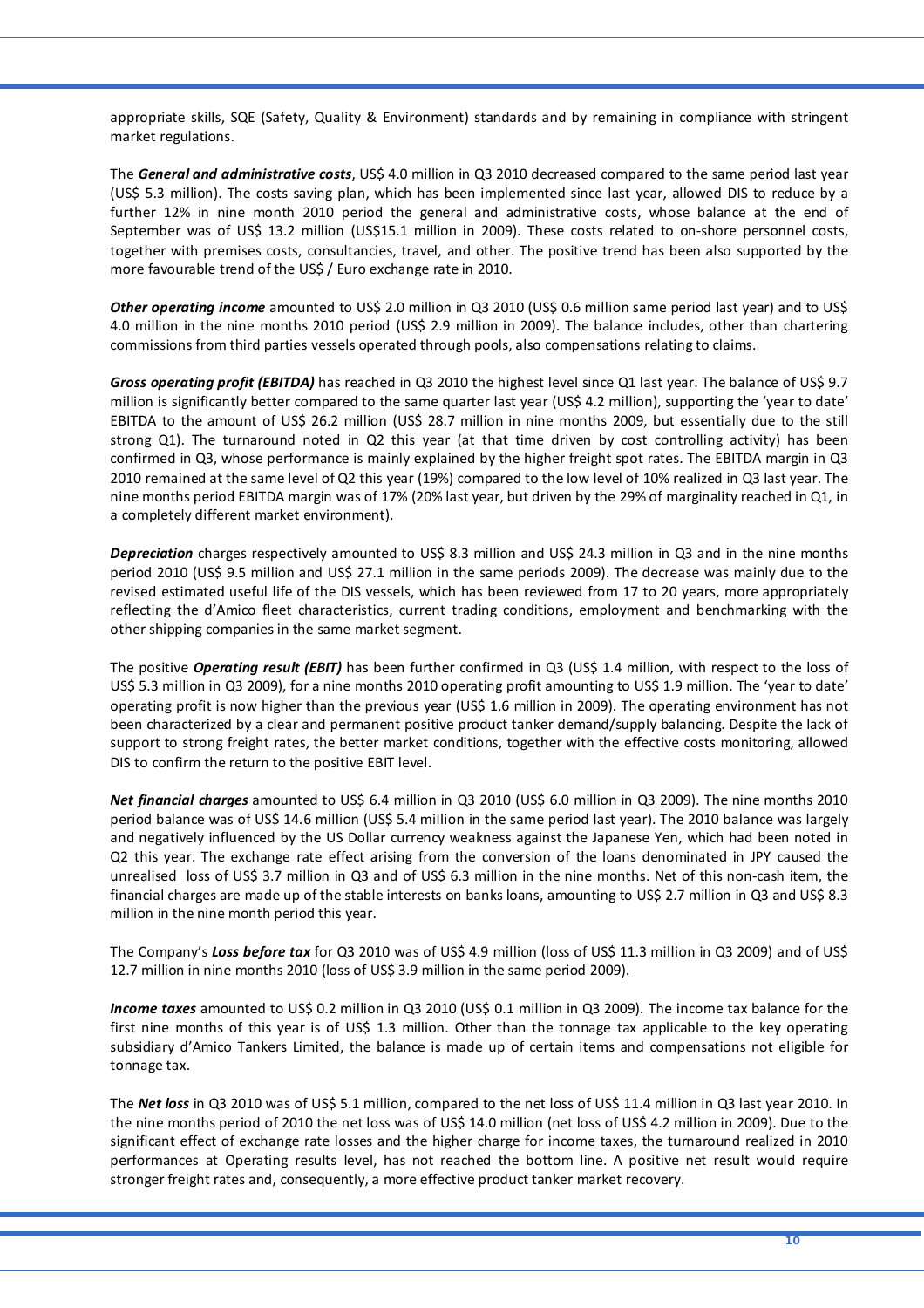appropriate skills, SQE (Safety, Quality & Environment) standards and by remaining in compliance with stringent market regulations.

The ***General and administrative costs***, US$ 4.0 million in Q3 2010 decreased compared to the same period last year (US$ 5.3 million). The costs saving plan, which has been implemented since last year, allowed DIS to reduce by a further 12% in nine month 2010 period the general and administrative costs, whose balance at the end of September was of US$ 13.2 million (US$15.1 million in 2009). These costs related to on-shore personnel costs, together with premises costs, consultancies, travel, and other. The positive trend has been also supported by the more favourable trend of the US$ / Euro exchange rate in 2010.

***Other operating income*** amounted to US$ 2.0 million in Q3 2010 (US$ 0.6 million same period last year) and to US$ 4.0 million in the nine months 2010 period (US$ 2.9 million in 2009). The balance includes, other than chartering commissions from third parties vessels operated through pools, also compensations relating to claims.

***Gross operating profit (EBITDA)*** has reached in Q3 2010 the highest level since Q1 last year. The balance of US$ 9.7 million is significantly better compared to the same quarter last year (US$ 4.2 million), supporting the 'year to date' EBITDA to the amount of US$ 26.2 million (US$ 28.7 million in nine months 2009, but essentially due to the still strong Q1). The turnaround noted in Q2 this year (at that time driven by cost controlling activity) has been confirmed in Q3, whose performance is mainly explained by the higher freight spot rates. The EBITDA margin in Q3 2010 remained at the same level of Q2 this year (19%) compared to the low level of 10% realized in Q3 last year. The nine months period EBITDA margin was of 17% (20% last year, but driven by the 29% of marginality reached in Q1, in a completely different market environment).

***Depreciation*** charges respectively amounted to US$ 8.3 million and US$ 24.3 million in Q3 and in the nine months period 2010 (US$ 9.5 million and US$ 27.1 million in the same periods 2009). The decrease was mainly due to the revised estimated useful life of the DIS vessels, which has been reviewed from 17 to 20 years, more appropriately reflecting the d'Amico fleet characteristics, current trading conditions, employment and benchmarking with the other shipping companies in the same market segment.

The positive ***Operating result (EBIT)*** has been further confirmed in Q3 (US$ 1.4 million, with respect to the loss of US$ 5.3 million in Q3 2009), for a nine months 2010 operating profit amounting to US$ 1.9 million. The 'year to date' operating profit is now higher than the previous year (US$ 1.6 million in 2009). The operating environment has not been characterized by a clear and permanent positive product tanker demand/supply balancing. Despite the lack of support to strong freight rates, the better market conditions, together with the effective costs monitoring, allowed DIS to confirm the return to the positive EBIT level.

***Net financial charges*** amounted to US$ 6.4 million in Q3 2010 (US$ 6.0 million in Q3 2009). The nine months 2010 period balance was of US$ 14.6 million (US$ 5.4 million in the same period last year). The 2010 balance was largely and negatively influenced by the US Dollar currency weakness against the Japanese Yen, which had been noted in Q2 this year. The exchange rate effect arising from the conversion of the loans denominated in JPY caused the unrealised loss of US$ 3.7 million in Q3 and of US$ 6.3 million in the nine months. Net of this non-cash item, the financial charges are made up of the stable interests on banks loans, amounting to US$ 2.7 million in Q3 and US$ 8.3 million in the nine month period this year.

The Company's ***Loss before tax*** for Q3 2010 was of US$ 4.9 million (loss of US$ 11.3 million in Q3 2009) and of US$ 12.7 million in nine months 2010 (loss of US$ 3.9 million in the same period 2009).

***Income taxes*** amounted to US$ 0.2 million in Q3 2010 (US$ 0.1 million in Q3 2009). The income tax balance for the first nine months of this year is of US$ 1.3 million. Other than the tonnage tax applicable to the key operating subsidiary d'Amico Tankers Limited, the balance is made up of certain items and compensations not eligible for tonnage tax.

The ***Net loss*** in Q3 2010 was of US$ 5.1 million, compared to the net loss of US$ 11.4 million in Q3 last year 2010. In the nine months period of 2010 the net loss was of US$ 14.0 million (net loss of US$ 4.2 million in 2009). Due to the significant effect of exchange rate losses and the higher charge for income taxes, the turnaround realized in 2010 performances at Operating results level, has not reached the bottom line. A positive net result would require stronger freight rates and, consequently, a more effective product tanker market recovery.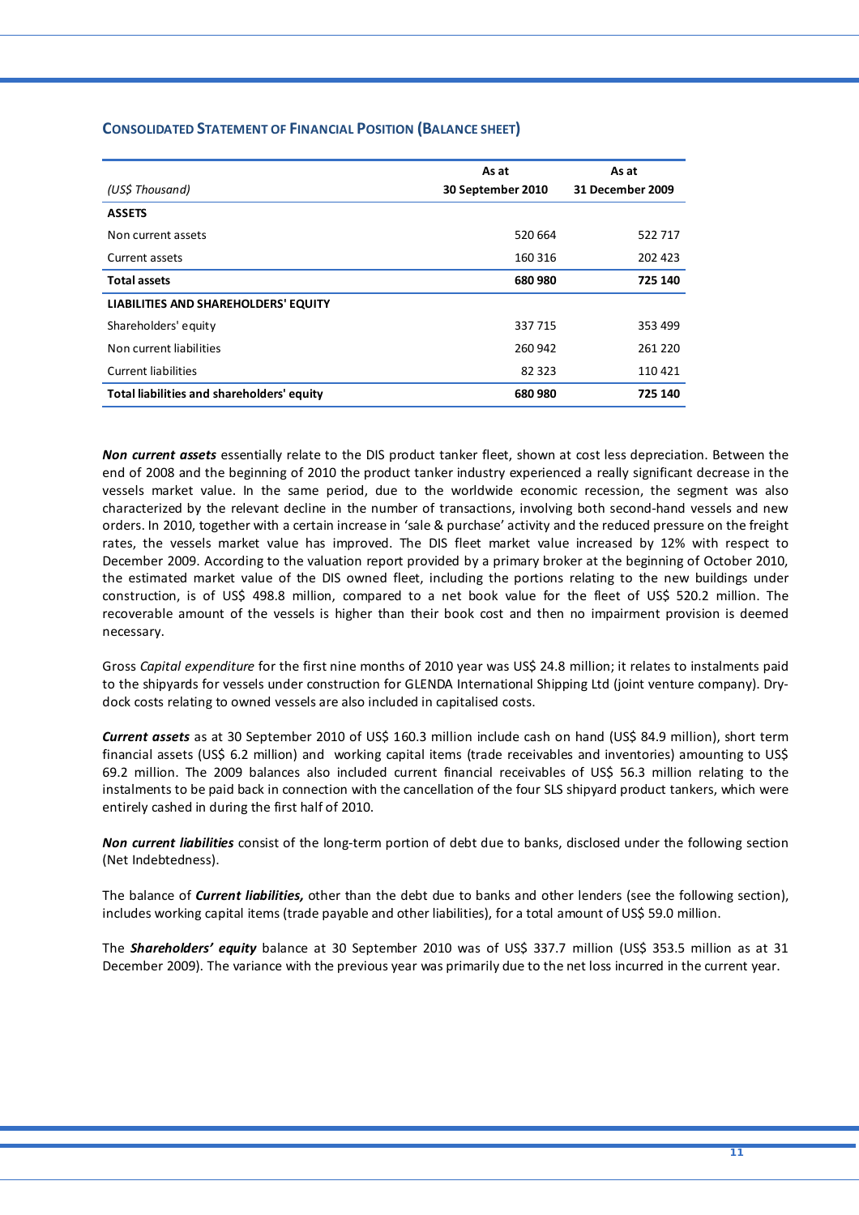## CONSOLIDATED STATEMENT OF FINANCIAL POSITION (BALANCE SHEET)

| *(US$ Thousand)* | As at 30 September 2010 | As at 31 December 2009 |
|---|---|---|
| **ASSETS** | | |
| Non current assets | 520 664 | 522 717 |
| Current assets | 160 316 | 202 423 |
| **Total assets** | **680 980** | **725 140** |
| **LIABILITIES AND SHAREHOLDERS' EQUITY** | | |
| Shareholders' equity | 337 715 | 353 499 |
| Non current liabilities | 260 942 | 261 220 |
| Current liabilities | 82 323 | 110 421 |
| **Total liabilities and shareholders' equity** | **680 980** | **725 140** |

***Non current assets*** essentially relate to the DIS product tanker fleet, shown at cost less depreciation. Between the end of 2008 and the beginning of 2010 the product tanker industry experienced a really significant decrease in the vessels market value. In the same period, due to the worldwide economic recession, the segment was also characterized by the relevant decline in the number of transactions, involving both second-hand vessels and new orders. In 2010, together with a certain increase in 'sale & purchase' activity and the reduced pressure on the freight rates, the vessels market value has improved. The DIS fleet market value increased by 12% with respect to December 2009. According to the valuation report provided by a primary broker at the beginning of October 2010, the estimated market value of the DIS owned fleet, including the portions relating to the new buildings under construction, is of US$ 498.8 million, compared to a net book value for the fleet of US$ 520.2 million. The recoverable amount of the vessels is higher than their book cost and then no impairment provision is deemed necessary.

Gross *Capital expenditure* for the first nine months of 2010 year was US$ 24.8 million; it relates to instalments paid to the shipyards for vessels under construction for GLENDA International Shipping Ltd (joint venture company). Dry-dock costs relating to owned vessels are also included in capitalised costs.

***Current assets*** as at 30 September 2010 of US$ 160.3 million include cash on hand (US$ 84.9 million), short term financial assets (US$ 6.2 million) and working capital items (trade receivables and inventories) amounting to US$ 69.2 million. The 2009 balances also included current financial receivables of US$ 56.3 million relating to the instalments to be paid back in connection with the cancellation of the four SLS shipyard product tankers, which were entirely cashed in during the first half of 2010.

***Non current liabilities*** consist of the long-term portion of debt due to banks, disclosed under the following section (Net Indebtedness).

The balance of ***Current liabilities,*** other than the debt due to banks and other lenders (see the following section), includes working capital items (trade payable and other liabilities), for a total amount of US$ 59.0 million.

The ***Shareholders' equity*** balance at 30 September 2010 was of US$ 337.7 million (US$ 353.5 million as at 31 December 2009). The variance with the previous year was primarily due to the net loss incurred in the current year.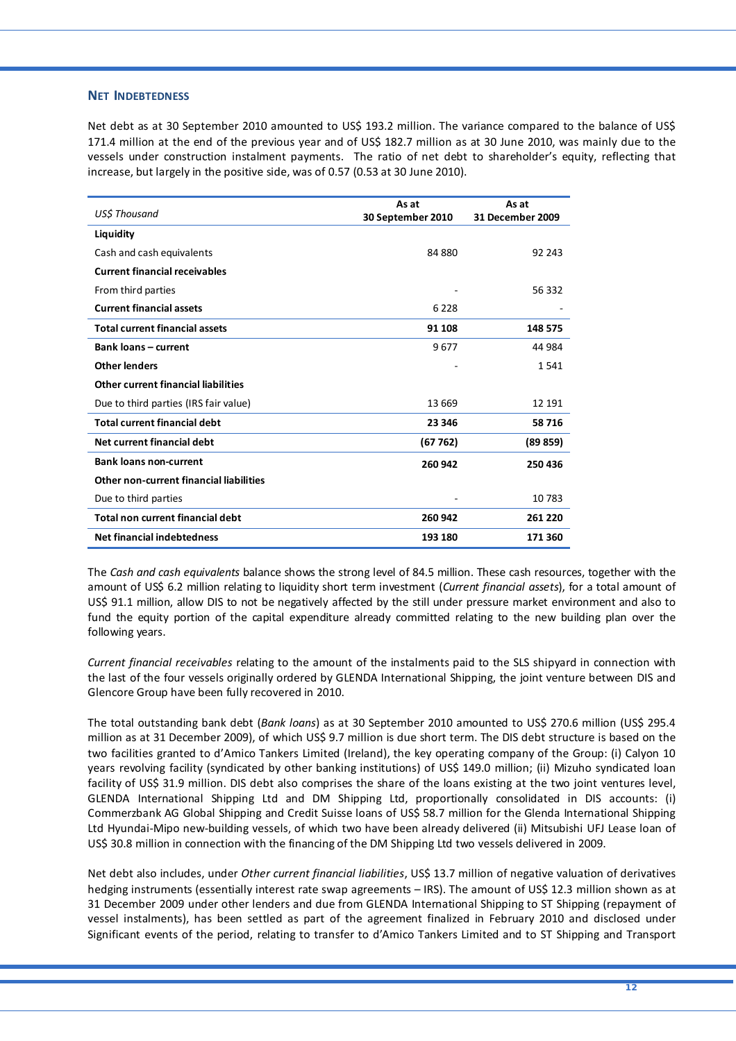## NET INDEBTEDNESS

Net debt as at 30 September 2010 amounted to US$ 193.2 million. The variance compared to the balance of US$ 171.4 million at the end of the previous year and of US$ 182.7 million as at 30 June 2010, was mainly due to the vessels under construction instalment payments. The ratio of net debt to shareholder's equity, reflecting that increase, but largely in the positive side, was of 0.57 (0.53 at 30 June 2010).

| *US$ Thousand* | As at 30 September 2010 | As at 31 December 2009 |
|---|---|---|
| **Liquidity** | | |
| Cash and cash equivalents | 84 880 | 92 243 |
| **Current financial receivables** | | |
| From third parties | - | 56 332 |
| **Current financial assets** | 6 228 | - |
| **Total current financial assets** | **91 108** | **148 575** |
| **Bank loans – current** | 9 677 | 44 984 |
| **Other lenders** | - | 1 541 |
| **Other current financial liabilities** | | |
| Due to third parties (IRS fair value) | 13 669 | 12 191 |
| **Total current financial debt** | **23 346** | **58 716** |
| **Net current financial debt** | **(67 762)** | **(89 859)** |
| **Bank loans non-current** | **260 942** | **250 436** |
| **Other non-current financial liabilities** | | |
| Due to third parties | - | 10 783 |
| **Total non current financial debt** | **260 942** | **261 220** |
| **Net financial indebtedness** | **193 180** | **171 360** |

The *Cash and cash equivalents* balance shows the strong level of 84.5 million. These cash resources, together with the amount of US$ 6.2 million relating to liquidity short term investment (*Current financial assets*), for a total amount of US$ 91.1 million, allow DIS to not be negatively affected by the still under pressure market environment and also to fund the equity portion of the capital expenditure already committed relating to the new building plan over the following years.

*Current financial receivables* relating to the amount of the instalments paid to the SLS shipyard in connection with the last of the four vessels originally ordered by GLENDA International Shipping, the joint venture between DIS and Glencore Group have been fully recovered in 2010.

The total outstanding bank debt (*Bank loans*) as at 30 September 2010 amounted to US$ 270.6 million (US$ 295.4 million as at 31 December 2009), of which US$ 9.7 million is due short term. The DIS debt structure is based on the two facilities granted to d'Amico Tankers Limited (Ireland), the key operating company of the Group: (i) Calyon 10 years revolving facility (syndicated by other banking institutions) of US$ 149.0 million; (ii) Mizuho syndicated loan facility of US$ 31.9 million. DIS debt also comprises the share of the loans existing at the two joint ventures level, GLENDA International Shipping Ltd and DM Shipping Ltd, proportionally consolidated in DIS accounts: (i) Commerzbank AG Global Shipping and Credit Suisse loans of US$ 58.7 million for the Glenda International Shipping Ltd Hyundai-Mipo new-building vessels, of which two have been already delivered (ii) Mitsubishi UFJ Lease loan of US$ 30.8 million in connection with the financing of the DM Shipping Ltd two vessels delivered in 2009.

Net debt also includes, under *Other current financial liabilities*, US$ 13.7 million of negative valuation of derivatives hedging instruments (essentially interest rate swap agreements – IRS). The amount of US$ 12.3 million shown as at 31 December 2009 under other lenders and due from GLENDA International Shipping to ST Shipping (repayment of vessel instalments), has been settled as part of the agreement finalized in February 2010 and disclosed under Significant events of the period, relating to transfer to d'Amico Tankers Limited and to ST Shipping and Transport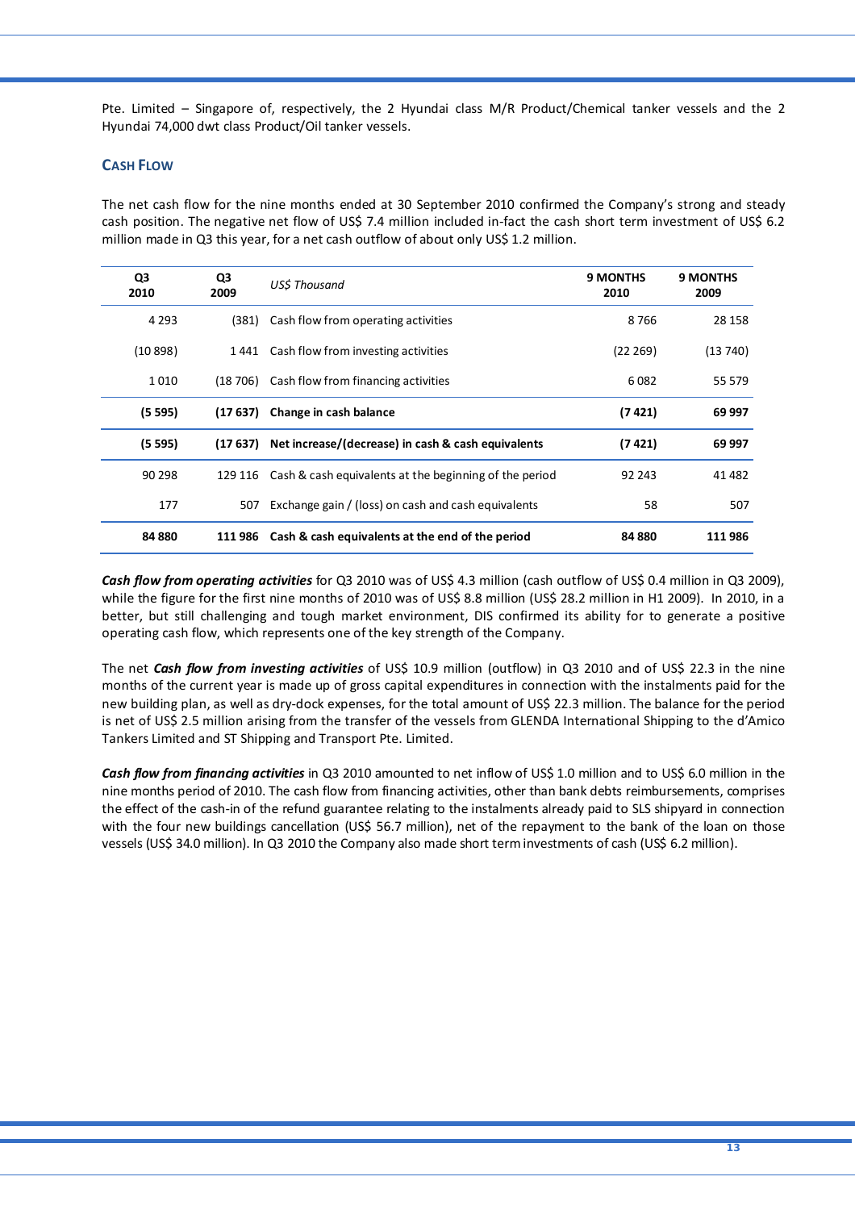Pte. Limited – Singapore of, respectively, the 2 Hyundai class M/R Product/Chemical tanker vessels and the 2 Hyundai 74,000 dwt class Product/Oil tanker vessels.

## CASH FLOW

The net cash flow for the nine months ended at 30 September 2010 confirmed the Company's strong and steady cash position. The negative net flow of US$ 7.4 million included in-fact the cash short term investment of US$ 6.2 million made in Q3 this year, for a net cash outflow of about only US$ 1.2 million.

| Q3 2010 | Q3 2009 | *US$ Thousand* | 9 MONTHS 2010 | 9 MONTHS 2009 |
|---|---|---|---|---|
| 4 293 | (381) | Cash flow from operating activities | 8 766 | 28 158 |
| (10 898) | 1 441 | Cash flow from investing activities | (22 269) | (13 740) |
| 1 010 | (18 706) | Cash flow from financing activities | 6 082 | 55 579 |
| **(5 595)** | **(17 637)** | **Change in cash balance** | **(7 421)** | **69 997** |
| **(5 595)** | **(17 637)** | **Net increase/(decrease) in cash & cash equivalents** | **(7 421)** | **69 997** |
| 90 298 | 129 116 | Cash & cash equivalents at the beginning of the period | 92 243 | 41 482 |
| 177 | 507 | Exchange gain / (loss) on cash and cash equivalents | 58 | 507 |
| **84 880** | **111 986** | **Cash & cash equivalents at the end of the period** | **84 880** | **111 986** |

***Cash flow from operating activities*** for Q3 2010 was of US$ 4.3 million (cash outflow of US$ 0.4 million in Q3 2009), while the figure for the first nine months of 2010 was of US$ 8.8 million (US$ 28.2 million in H1 2009). In 2010, in a better, but still challenging and tough market environment, DIS confirmed its ability for to generate a positive operating cash flow, which represents one of the key strength of the Company.

The net ***Cash flow from investing activities*** of US$ 10.9 million (outflow) in Q3 2010 and of US$ 22.3 in the nine months of the current year is made up of gross capital expenditures in connection with the instalments paid for the new building plan, as well as dry-dock expenses, for the total amount of US$ 22.3 million. The balance for the period is net of US$ 2.5 million arising from the transfer of the vessels from GLENDA International Shipping to the d'Amico Tankers Limited and ST Shipping and Transport Pte. Limited.

***Cash flow from financing activities*** in Q3 2010 amounted to net inflow of US$ 1.0 million and to US$ 6.0 million in the nine months period of 2010. The cash flow from financing activities, other than bank debts reimbursements, comprises the effect of the cash-in of the refund guarantee relating to the instalments already paid to SLS shipyard in connection with the four new buildings cancellation (US$ 56.7 million), net of the repayment to the bank of the loan on those vessels (US$ 34.0 million). In Q3 2010 the Company also made short term investments of cash (US$ 6.2 million).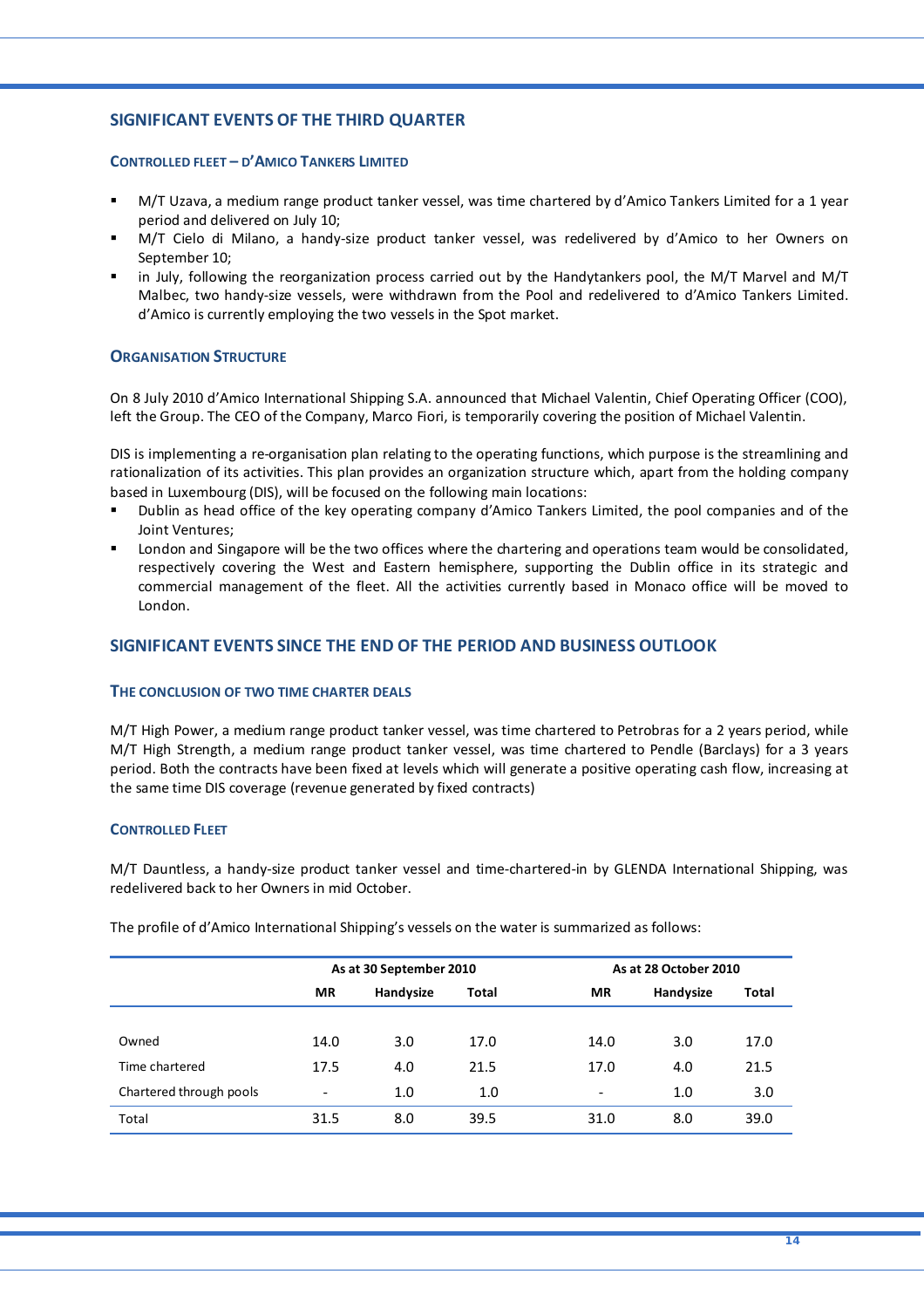## SIGNIFICANT EVENTS OF THE THIRD QUARTER

### CONTROLLED FLEET – D'AMICO TANKERS LIMITED

- M/T Uzava, a medium range product tanker vessel, was time chartered by d'Amico Tankers Limited for a 1 year period and delivered on July 10;
- M/T Cielo di Milano, a handy-size product tanker vessel, was redelivered by d'Amico to her Owners on September 10;
- in July, following the reorganization process carried out by the Handytankers pool, the M/T Marvel and M/T Malbec, two handy-size vessels, were withdrawn from the Pool and redelivered to d'Amico Tankers Limited. d'Amico is currently employing the two vessels in the Spot market.

### ORGANISATION STRUCTURE

On 8 July 2010 d'Amico International Shipping S.A. announced that Michael Valentin, Chief Operating Officer (COO), left the Group. The CEO of the Company, Marco Fiori, is temporarily covering the position of Michael Valentin.

DIS is implementing a re-organisation plan relating to the operating functions, which purpose is the streamlining and rationalization of its activities. This plan provides an organization structure which, apart from the holding company based in Luxembourg (DIS), will be focused on the following main locations:

- Dublin as head office of the key operating company d'Amico Tankers Limited, the pool companies and of the Joint Ventures;
- London and Singapore will be the two offices where the chartering and operations team would be consolidated, respectively covering the West and Eastern hemisphere, supporting the Dublin office in its strategic and commercial management of the fleet. All the activities currently based in Monaco office will be moved to London.

## SIGNIFICANT EVENTS SINCE THE END OF THE PERIOD AND BUSINESS OUTLOOK

### THE CONCLUSION OF TWO TIME CHARTER DEALS

M/T High Power, a medium range product tanker vessel, was time chartered to Petrobras for a 2 years period, while M/T High Strength, a medium range product tanker vessel, was time chartered to Pendle (Barclays) for a 3 years period. Both the contracts have been fixed at levels which will generate a positive operating cash flow, increasing at the same time DIS coverage (revenue generated by fixed contracts)

### CONTROLLED FLEET

M/T Dauntless, a handy-size product tanker vessel and time-chartered-in by GLENDA International Shipping, was redelivered back to her Owners in mid October.

The profile of d'Amico International Shipping's vessels on the water is summarized as follows:

| | As at 30 September 2010 | | | As at 28 October 2010 | | |
|---|---|---|---|---|---|---|
| | MR | Handysize | Total | MR | Handysize | Total |
| Owned | 14.0 | 3.0 | 17.0 | 14.0 | 3.0 | 17.0 |
| Time chartered | 17.5 | 4.0 | 21.5 | 17.0 | 4.0 | 21.5 |
| Chartered through pools | - | 1.0 | 1.0 | - | 1.0 | 3.0 |
| Total | 31.5 | 8.0 | 39.5 | 31.0 | 8.0 | 39.0 |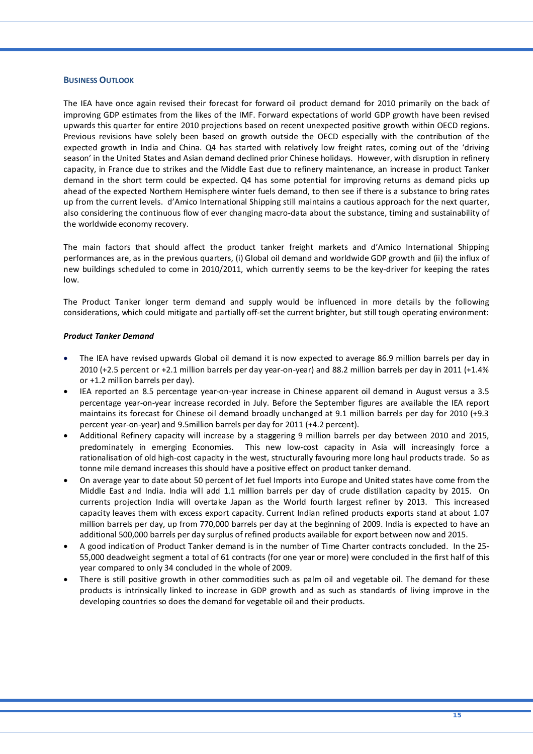## BUSINESS OUTLOOK

The IEA have once again revised their forecast for forward oil product demand for 2010 primarily on the back of improving GDP estimates from the likes of the IMF. Forward expectations of world GDP growth have been revised upwards this quarter for entire 2010 projections based on recent unexpected positive growth within OECD regions. Previous revisions have solely been based on growth outside the OECD especially with the contribution of the expected growth in India and China. Q4 has started with relatively low freight rates, coming out of the 'driving season' in the United States and Asian demand declined prior Chinese holidays. However, with disruption in refinery capacity, in France due to strikes and the Middle East due to refinery maintenance, an increase in product Tanker demand in the short term could be expected. Q4 has some potential for improving returns as demand picks up ahead of the expected Northern Hemisphere winter fuels demand, to then see if there is a substance to bring rates up from the current levels. d'Amico International Shipping still maintains a cautious approach for the next quarter, also considering the continuous flow of ever changing macro-data about the substance, timing and sustainability of the worldwide economy recovery.

The main factors that should affect the product tanker freight markets and d'Amico International Shipping performances are, as in the previous quarters, (i) Global oil demand and worldwide GDP growth and (ii) the influx of new buildings scheduled to come in 2010/2011, which currently seems to be the key-driver for keeping the rates low.

The Product Tanker longer term demand and supply would be influenced in more details by the following considerations, which could mitigate and partially off-set the current brighter, but still tough operating environment:

***Product Tanker Demand***

- The IEA have revised upwards Global oil demand it is now expected to average 86.9 million barrels per day in 2010 (+2.5 percent or +2.1 million barrels per day year-on-year) and 88.2 million barrels per day in 2011 (+1.4% or +1.2 million barrels per day).
- IEA reported an 8.5 percentage year-on-year increase in Chinese apparent oil demand in August versus a 3.5 percentage year-on-year increase recorded in July. Before the September figures are available the IEA report maintains its forecast for Chinese oil demand broadly unchanged at 9.1 million barrels per day for 2010 (+9.3 percent year-on-year) and 9.5million barrels per day for 2011 (+4.2 percent).
- Additional Refinery capacity will increase by a staggering 9 million barrels per day between 2010 and 2015, predominately in emerging Economies. This new low-cost capacity in Asia will increasingly force a rationalisation of old high-cost capacity in the west, structurally favouring more long haul products trade. So as tonne mile demand increases this should have a positive effect on product tanker demand.
- On average year to date about 50 percent of Jet fuel Imports into Europe and United states have come from the Middle East and India. India will add 1.1 million barrels per day of crude distillation capacity by 2015. On currents projection India will overtake Japan as the World fourth largest refiner by 2013. This increased capacity leaves them with excess export capacity. Current Indian refined products exports stand at about 1.07 million barrels per day, up from 770,000 barrels per day at the beginning of 2009. India is expected to have an additional 500,000 barrels per day surplus of refined products available for export between now and 2015.
- A good indication of Product Tanker demand is in the number of Time Charter contracts concluded. In the 25-55,000 deadweight segment a total of 61 contracts (for one year or more) were concluded in the first half of this year compared to only 34 concluded in the whole of 2009.
- There is still positive growth in other commodities such as palm oil and vegetable oil. The demand for these products is intrinsically linked to increase in GDP growth and as such as standards of living improve in the developing countries so does the demand for vegetable oil and their products.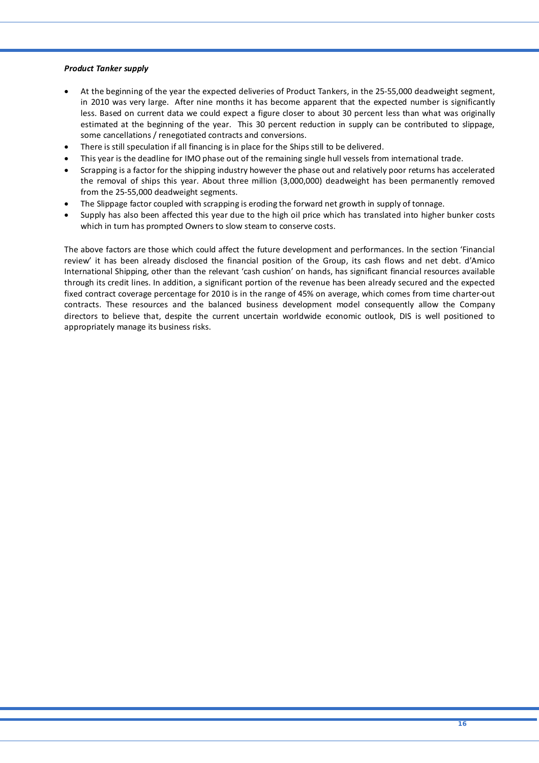***Product Tanker supply***

- At the beginning of the year the expected deliveries of Product Tankers, in the 25-55,000 deadweight segment, in 2010 was very large. After nine months it has become apparent that the expected number is significantly less. Based on current data we could expect a figure closer to about 30 percent less than what was originally estimated at the beginning of the year. This 30 percent reduction in supply can be contributed to slippage, some cancellations / renegotiated contracts and conversions.
- There is still speculation if all financing is in place for the Ships still to be delivered.
- This year is the deadline for IMO phase out of the remaining single hull vessels from international trade.
- Scrapping is a factor for the shipping industry however the phase out and relatively poor returns has accelerated the removal of ships this year. About three million (3,000,000) deadweight has been permanently removed from the 25-55,000 deadweight segments.
- The Slippage factor coupled with scrapping is eroding the forward net growth in supply of tonnage.
- Supply has also been affected this year due to the high oil price which has translated into higher bunker costs which in turn has prompted Owners to slow steam to conserve costs.

The above factors are those which could affect the future development and performances. In the section 'Financial review' it has been already disclosed the financial position of the Group, its cash flows and net debt. d'Amico International Shipping, other than the relevant 'cash cushion' on hands, has significant financial resources available through its credit lines. In addition, a significant portion of the revenue has been already secured and the expected fixed contract coverage percentage for 2010 is in the range of 45% on average, which comes from time charter-out contracts. These resources and the balanced business development model consequently allow the Company directors to believe that, despite the current uncertain worldwide economic outlook, DIS is well positioned to appropriately manage its business risks.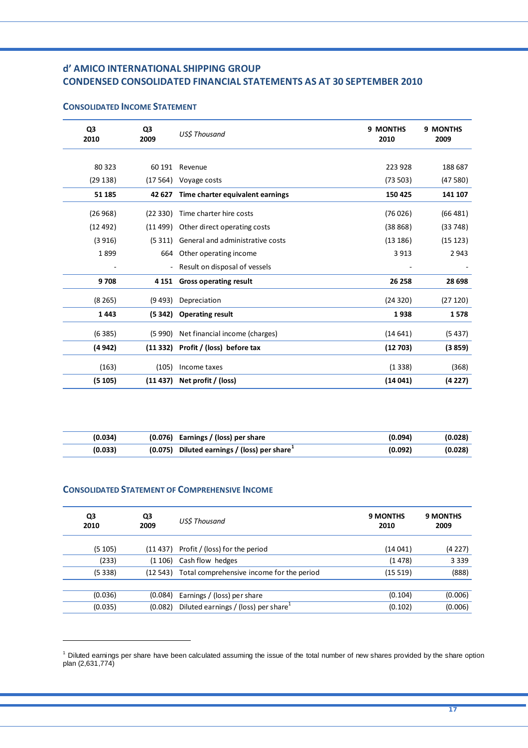# d' AMICO INTERNATIONAL SHIPPING GROUP
# CONDENSED CONSOLIDATED FINANCIAL STATEMENTS AS AT 30 SEPTEMBER 2010

## CONSOLIDATED INCOME STATEMENT

| Q3 2010 | Q3 2009 | *US$ Thousand* | 9 MONTHS 2010 | 9 MONTHS 2009 |
|---|---|---|---|---|
| 80 323 | 60 191 | Revenue | 223 928 | 188 687 |
| (29 138) | (17 564) | Voyage costs | (73 503) | (47 580) |
| **51 185** | **42 627** | **Time charter equivalent earnings** | **150 425** | **141 107** |
| (26 968) | (22 330) | Time charter hire costs | (76 026) | (66 481) |
| (12 492) | (11 499) | Other direct operating costs | (38 868) | (33 748) |
| (3 916) | (5 311) | General and administrative costs | (13 186) | (15 123) |
| 1 899 | 664 | Other operating income | 3 913 | 2 943 |
| - | - | Result on disposal of vessels | - | - |
| **9 708** | **4 151** | **Gross operating result** | **26 258** | **28 698** |
| (8 265) | (9 493) | Depreciation | (24 320) | (27 120) |
| **1 443** | **(5 342)** | **Operating result** | **1 938** | **1 578** |
| (6 385) | (5 990) | Net financial income (charges) | (14 641) | (5 437) |
| **(4 942)** | **(11 332)** | **Profit / (loss) before tax** | **(12 703)** | **(3 859)** |
| (163) | (105) | Income taxes | (1 338) | (368) |
| **(5 105)** | **(11 437)** | **Net profit / (loss)** | **(14 041)** | **(4 227)** |

| | | | | |
|---|---|---|---|---|
| **(0.034)** | **(0.076)** | **Earnings / (loss) per share** | **(0.094)** | **(0.028)** |
| **(0.033)** | **(0.075)** | **Diluted earnings / (loss) per share**[1] | **(0.092)** | **(0.028)** |

## CONSOLIDATED STATEMENT OF COMPREHENSIVE INCOME

| Q3 2010 | Q3 2009 | *US$ Thousand* | 9 MONTHS 2010 | 9 MONTHS 2009 |
|---|---|---|---|---|
| (5 105) | (11 437) | Profit / (loss) for the period | (14 041) | (4 227) |
| (233) | (1 106) | Cash flow hedges | (1 478) | 3 339 |
| (5 338) | (12 543) | Total comprehensive income for the period | (15 519) | (888) |
| | | | | |
| (0.036) | (0.084) | Earnings / (loss) per share | (0.104) | (0.006) |
| (0.035) | (0.082) | Diluted earnings / (loss) per share[1] | (0.102) | (0.006) |

[1] Diluted earnings per share have been calculated assuming the issue of the total number of new shares provided by the share option plan (2,631,774)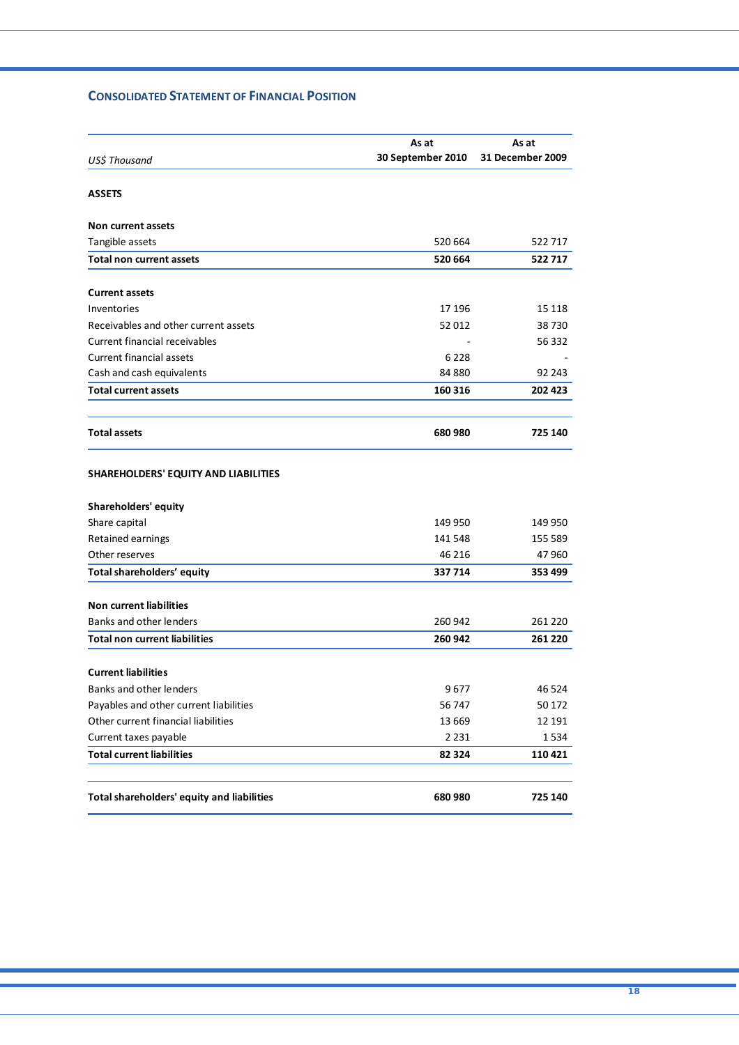## CONSOLIDATED STATEMENT OF FINANCIAL POSITION

| *US$ Thousand* | As at 30 September 2010 | As at 31 December 2009 |
|---|---|---|
| **ASSETS** | | |
| **Non current assets** | | |
| Tangible assets | 520 664 | 522 717 |
| **Total non current assets** | **520 664** | **522 717** |
| **Current assets** | | |
| Inventories | 17 196 | 15 118 |
| Receivables and other current assets | 52 012 | 38 730 |
| Current financial receivables | - | 56 332 |
| Current financial assets | 6 228 | - |
| Cash and cash equivalents | 84 880 | 92 243 |
| **Total current assets** | **160 316** | **202 423** |
| **Total assets** | **680 980** | **725 140** |
| **SHAREHOLDERS' EQUITY AND LIABILITIES** | | |
| **Shareholders' equity** | | |
| Share capital | 149 950 | 149 950 |
| Retained earnings | 141 548 | 155 589 |
| Other reserves | 46 216 | 47 960 |
| **Total shareholders' equity** | **337 714** | **353 499** |
| **Non current liabilities** | | |
| Banks and other lenders | 260 942 | 261 220 |
| **Total non current liabilities** | **260 942** | **261 220** |
| **Current liabilities** | | |
| Banks and other lenders | 9 677 | 46 524 |
| Payables and other current liabilities | 56 747 | 50 172 |
| Other current financial liabilities | 13 669 | 12 191 |
| Current taxes payable | 2 231 | 1 534 |
| **Total current liabilities** | **82 324** | **110 421** |
| **Total shareholders' equity and liabilities** | **680 980** | **725 140** |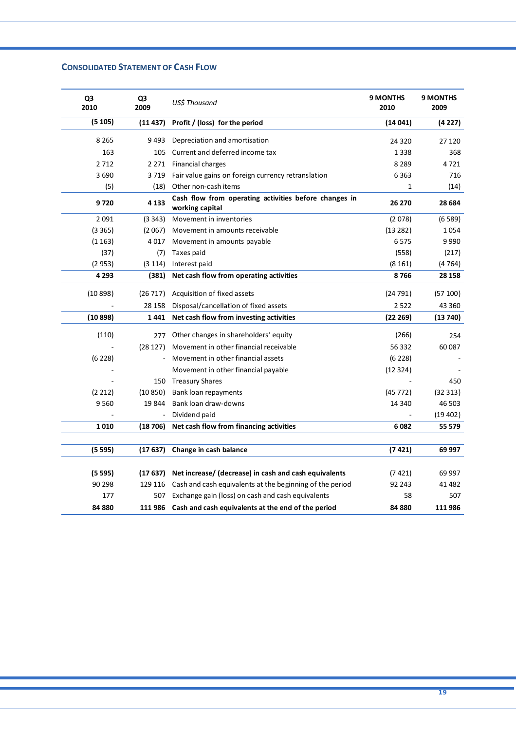## Consolidated Statement of Cash Flow

| Q3 2010 | Q3 2009 | *US$ Thousand* | 9 MONTHS 2010 | 9 MONTHS 2009 |
|---|---|---|---|---|
| **(5 105)** | **(11 437)** | **Profit / (loss) for the period** | **(14 041)** | **(4 227)** |
| 8 265 | 9 493 | Depreciation and amortisation | 24 320 | 27 120 |
| 163 | 105 | Current and deferred income tax | 1 338 | 368 |
| 2 712 | 2 271 | Financial charges | 8 289 | 4 721 |
| 3 690 | 3 719 | Fair value gains on foreign currency retranslation | 6 363 | 716 |
| (5) | (18) | Other non-cash items | 1 | (14) |
| **9 720** | **4 133** | **Cash flow from operating activities before changes in working capital** | **26 270** | **28 684** |
| 2 091 | (3 343) | Movement in inventories | (2 078) | (6 589) |
| (3 365) | (2 067) | Movement in amounts receivable | (13 282) | 1 054 |
| (1 163) | 4 017 | Movement in amounts payable | 6 575 | 9 990 |
| (37) | (7) | Taxes paid | (558) | (217) |
| (2 953) | (3 114) | Interest paid | (8 161) | (4 764) |
| **4 293** | **(381)** | **Net cash flow from operating activities** | **8 766** | **28 158** |
| (10 898) | (26 717) | Acquisition of fixed assets | (24 791) | (57 100) |
| - | 28 158 | Disposal/cancellation of fixed assets | 2 522 | 43 360 |
| **(10 898)** | **1 441** | **Net cash flow from investing activities** | **(22 269)** | **(13 740)** |
| (110) | 277 | Other changes in shareholders' equity | (266) | 254 |
| - | (28 127) | Movement in other financial receivable | 56 332 | 60 087 |
| (6 228) | - | Movement in other financial assets | (6 228) | - |
| | | Movement in other financial payable | (12 324) | - |
| - | 150 | Treasury Shares | - | 450 |
| (2 212) | (10 850) | Bank loan repayments | (45 772) | (32 313) |
| 9 560 | 19 844 | Bank loan draw-downs | 14 340 | 46 503 |
| - | - | Dividend paid | - | (19 402) |
| **1 010** | **(18 706)** | **Net cash flow from financing activities** | **6 082** | **55 579** |
| **(5 595)** | **(17 637)** | **Change in cash balance** | **(7 421)** | **69 997** |
| **(5 595)** | **(17 637)** | **Net increase/ (decrease) in cash and cash equivalents** | (7 421) | 69 997 |
| 90 298 | 129 116 | Cash and cash equivalents at the beginning of the period | 92 243 | 41 482 |
| 177 | 507 | Exchange gain (loss) on cash and cash equivalents | 58 | 507 |
| **84 880** | **111 986** | **Cash and cash equivalents at the end of the period** | **84 880** | **111 986** |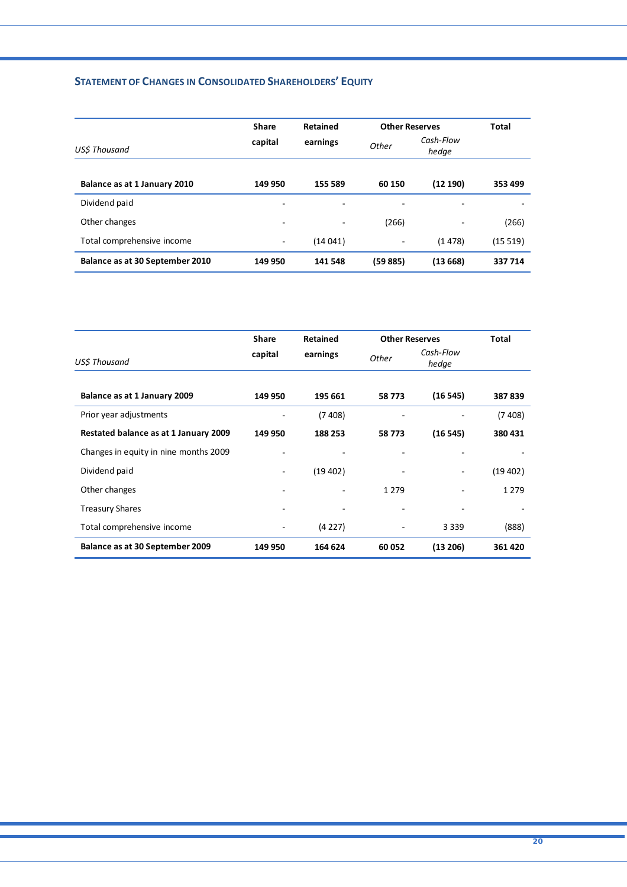## STATEMENT OF CHANGES IN CONSOLIDATED SHAREHOLDERS' EQUITY

| *US$ Thousand* | Share capital | Retained earnings | Other Reserves | | Total |
|---|---|---|---|---|---|
| | | | *Other* | *Cash-Flow hedge* | |
| **Balance as at 1 January 2010** | **149 950** | **155 589** | **60 150** | **(12 190)** | **353 499** |
| Dividend paid | - | - | - | - | - |
| Other changes | - | - | (266) | - | (266) |
| Total comprehensive income | - | (14 041) | - | (1 478) | (15 519) |
| **Balance as at 30 September 2010** | **149 950** | **141 548** | **(59 885)** | **(13 668)** | **337 714** |

| *US$ Thousand* | Share capital | Retained earnings | Other Reserves | | Total |
|---|---|---|---|---|---|
| | | | *Other* | *Cash-Flow hedge* | |
| **Balance as at 1 January 2009** | **149 950** | **195 661** | **58 773** | **(16 545)** | **387 839** |
| Prior year adjustments | - | (7 408) | - | - | (7 408) |
| **Restated balance as at 1 January 2009** | **149 950** | **188 253** | **58 773** | **(16 545)** | **380 431** |
| Changes in equity in nine months 2009 | - | - | - | - | - |
| Dividend paid | - | (19 402) | - | - | (19 402) |
| Other changes | - | - | 1 279 | - | 1 279 |
| Treasury Shares | - | - | - | - | - |
| Total comprehensive income | - | (4 227) | - | 3 339 | (888) |
| **Balance as at 30 September 2009** | **149 950** | **164 624** | **60 052** | **(13 206)** | **361 420** |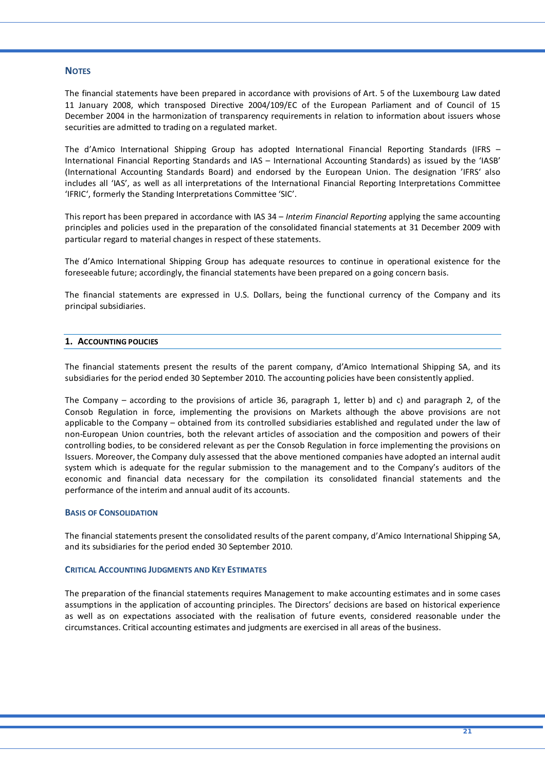## NOTES

The financial statements have been prepared in accordance with provisions of Art. 5 of the Luxembourg Law dated 11 January 2008, which transposed Directive 2004/109/EC of the European Parliament and of Council of 15 December 2004 in the harmonization of transparency requirements in relation to information about issuers whose securities are admitted to trading on a regulated market.

The d'Amico International Shipping Group has adopted International Financial Reporting Standards (IFRS – International Financial Reporting Standards and IAS – International Accounting Standards) as issued by the 'IASB' (International Accounting Standards Board) and endorsed by the European Union. The designation 'IFRS' also includes all 'IAS', as well as all interpretations of the International Financial Reporting Interpretations Committee 'IFRIC', formerly the Standing Interpretations Committee 'SIC'.

This report has been prepared in accordance with IAS 34 – *Interim Financial Reporting* applying the same accounting principles and policies used in the preparation of the consolidated financial statements at 31 December 2009 with particular regard to material changes in respect of these statements.

The d'Amico International Shipping Group has adequate resources to continue in operational existence for the foreseeable future; accordingly, the financial statements have been prepared on a going concern basis.

The financial statements are expressed in U.S. Dollars, being the functional currency of the Company and its principal subsidiaries.

### 1. ACCOUNTING POLICIES

The financial statements present the results of the parent company, d'Amico International Shipping SA, and its subsidiaries for the period ended 30 September 2010. The accounting policies have been consistently applied.

The Company – according to the provisions of article 36, paragraph 1, letter b) and c) and paragraph 2, of the Consob Regulation in force, implementing the provisions on Markets although the above provisions are not applicable to the Company – obtained from its controlled subsidiaries established and regulated under the law of non-European Union countries, both the relevant articles of association and the composition and powers of their controlling bodies, to be considered relevant as per the Consob Regulation in force implementing the provisions on Issuers. Moreover, the Company duly assessed that the above mentioned companies have adopted an internal audit system which is adequate for the regular submission to the management and to the Company's auditors of the economic and financial data necessary for the compilation its consolidated financial statements and the performance of the interim and annual audit of its accounts.

#### BASIS OF CONSOLIDATION

The financial statements present the consolidated results of the parent company, d'Amico International Shipping SA, and its subsidiaries for the period ended 30 September 2010.

#### CRITICAL ACCOUNTING JUDGMENTS AND KEY ESTIMATES

The preparation of the financial statements requires Management to make accounting estimates and in some cases assumptions in the application of accounting principles. The Directors' decisions are based on historical experience as well as on expectations associated with the realisation of future events, considered reasonable under the circumstances. Critical accounting estimates and judgments are exercised in all areas of the business.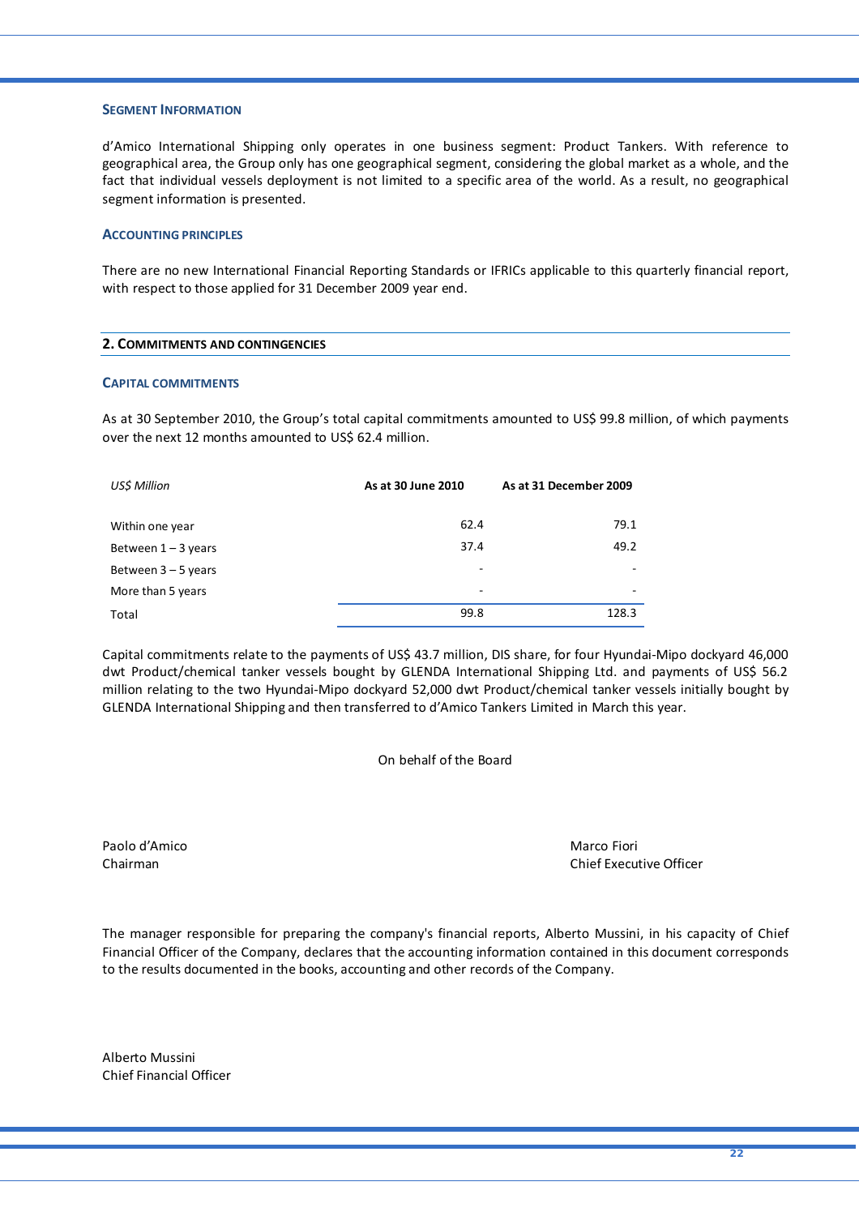### SEGMENT INFORMATION

d'Amico International Shipping only operates in one business segment: Product Tankers. With reference to geographical area, the Group only has one geographical segment, considering the global market as a whole, and the fact that individual vessels deployment is not limited to a specific area of the world. As a result, no geographical segment information is presented.

### ACCOUNTING PRINCIPLES

There are no new International Financial Reporting Standards or IFRICs applicable to this quarterly financial report, with respect to those applied for 31 December 2009 year end.

## 2. COMMITMENTS AND CONTINGENCIES

### CAPITAL COMMITMENTS

As at 30 September 2010, the Group's total capital commitments amounted to US$ 99.8 million, of which payments over the next 12 months amounted to US$ 62.4 million.

| *US$ Million* | **As at 30 June 2010** | **As at 31 December 2009** |
|---|---|---|
| Within one year | 62.4 | 79.1 |
| Between 1 – 3 years | 37.4 | 49.2 |
| Between 3 – 5 years | - | - |
| More than 5 years | - | - |
| Total | 99.8 | 128.3 |

Capital commitments relate to the payments of US$ 43.7 million, DIS share, for four Hyundai-Mipo dockyard 46,000 dwt Product/chemical tanker vessels bought by GLENDA International Shipping Ltd. and payments of US$ 56.2 million relating to the two Hyundai-Mipo dockyard 52,000 dwt Product/chemical tanker vessels initially bought by GLENDA International Shipping and then transferred to d'Amico Tankers Limited in March this year.

On behalf of the Board

Paolo d'Amico
Chairman

Marco Fiori
Chief Executive Officer

The manager responsible for preparing the company's financial reports, Alberto Mussini, in his capacity of Chief Financial Officer of the Company, declares that the accounting information contained in this document corresponds to the results documented in the books, accounting and other records of the Company.

Alberto Mussini
Chief Financial Officer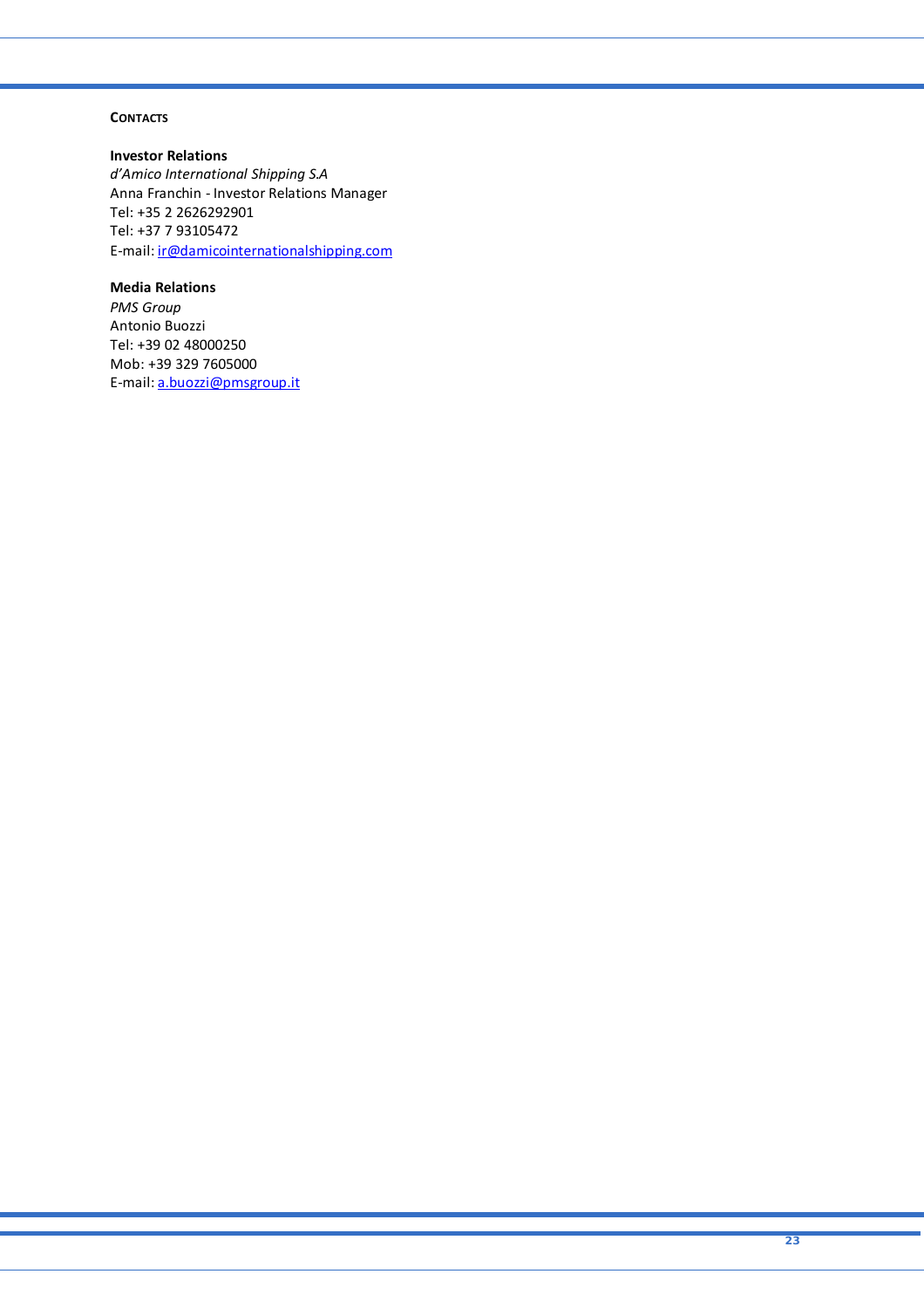## CONTACTS

**Investor Relations**
*d'Amico International Shipping S.A*
Anna Franchin - Investor Relations Manager
Tel: +35 2 2626292901
Tel: +37 7 93105472
E-mail: ir@damicointernationalshipping.com

**Media Relations**
*PMS Group*
Antonio Buozzi
Tel: +39 02 48000250
Mob: +39 329 7605000
E-mail: a.buozzi@pmsgroup.it